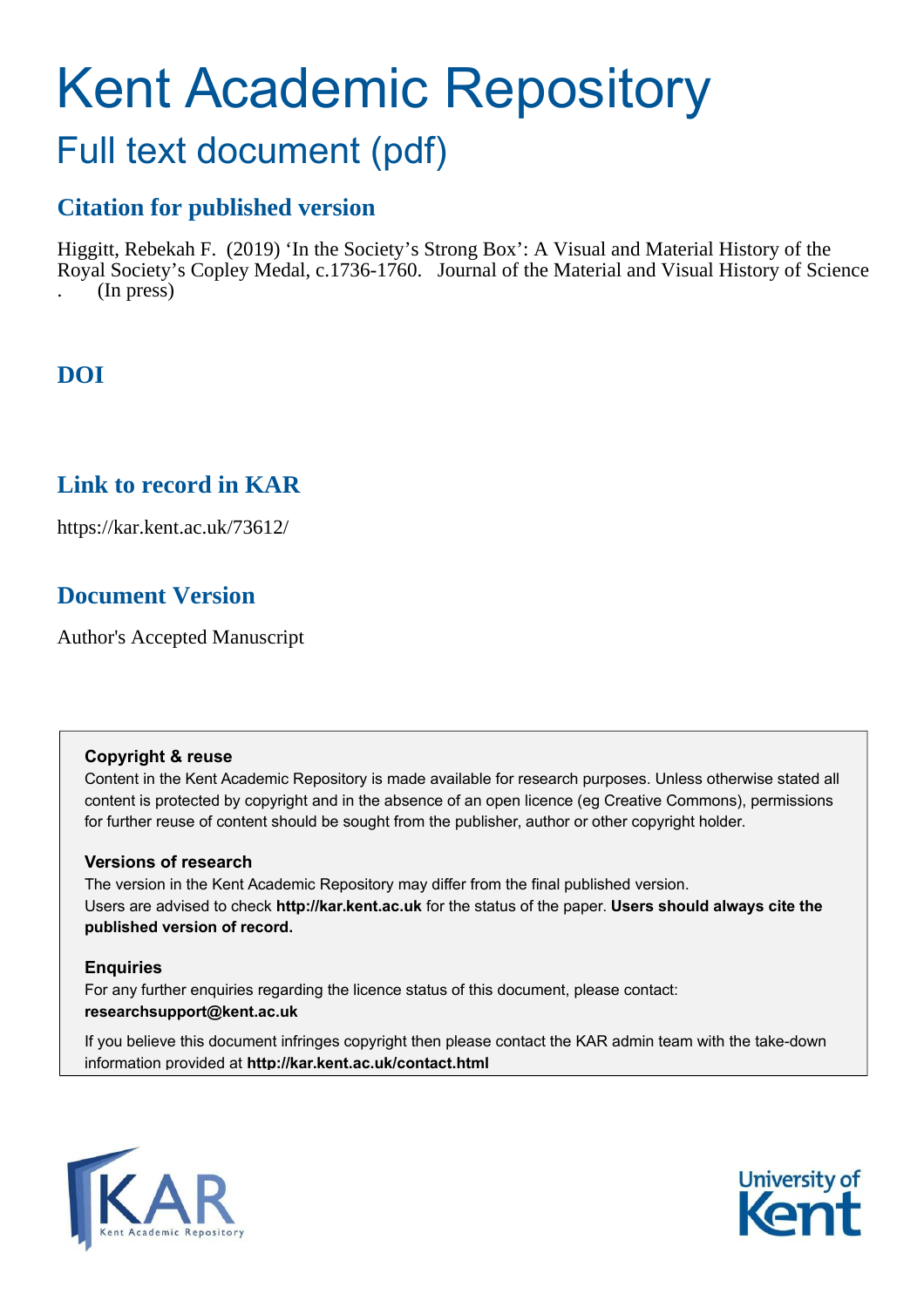# Kent Academic Repository

## Full text document (pdf)

### Citation for published version

Higgitt, Rebekah F. (2019) 'In the Society's Strong Box': A Visual and Material History of the Royal Society's Copley Medal, c.1736-1760. Journal of the Material and Visual History of Science . (In press)

### DOI

### Link to record in KAR

https://kar.kent.ac.uk/73612/

### Document Version

Author's Accepted Manuscript

**Copyright & reuse**

Content in the Kent Academic Repository is made available for research purposes. Unless otherwise stated all content is protected by copyright and in the absence of an open licence (eg Creative Commons), permissions for further reuse of content should be sought from the publisher, author or other copyright holder.

**Versions of research**

The version in the Kent Academic Repository may differ from the final published version. Users are advised to check **http://kar.kent.ac.uk** for the status of the paper. **Users should always cite the published version of record.**

**Enquiries**

For any further enquiries regarding the licence status of this document, please contact: **researchsupport@kent.ac.uk**

If you believe this document infringes copyright then please contact the KAR admin team with the take-down information provided at **http://kar.kent.ac.uk/contact.html**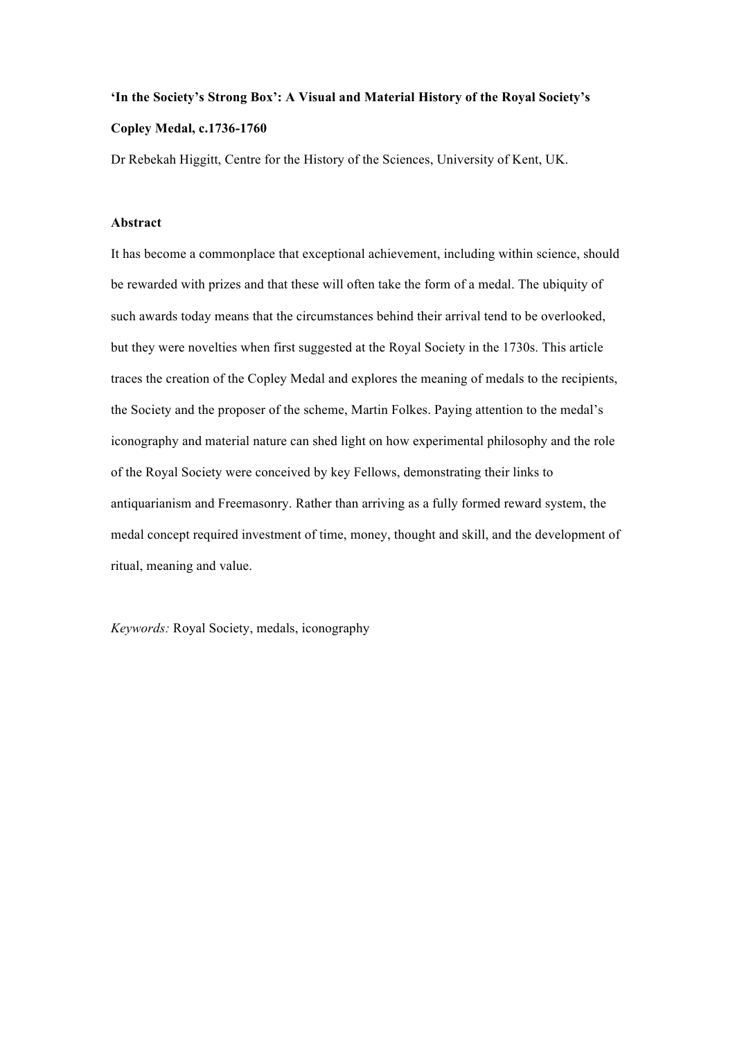**'In the Society's Strong Box': A Visual and Material History of the Royal Society's Copley Medal, c.1736-1760**

Dr Rebekah Higgitt, Centre for the History of the Sciences, University of Kent, UK.

**Abstract**

It has become a commonplace that exceptional achievement, including within science, should be rewarded with prizes and that these will often take the form of a medal. The ubiquity of such awards today means that the circumstances behind their arrival tend to be overlooked, but they were novelties when first suggested at the Royal Society in the 1730s. This article traces the creation of the Copley Medal and explores the meaning of medals to the recipients, the Society and the proposer of the scheme, Martin Folkes. Paying attention to the medal's iconography and material nature can shed light on how experimental philosophy and the role of the Royal Society were conceived by key Fellows, demonstrating their links to antiquarianism and Freemasonry. Rather than arriving as a fully formed reward system, the medal concept required investment of time, money, thought and skill, and the development of ritual, meaning and value.

*Keywords:* Royal Society, medals, iconography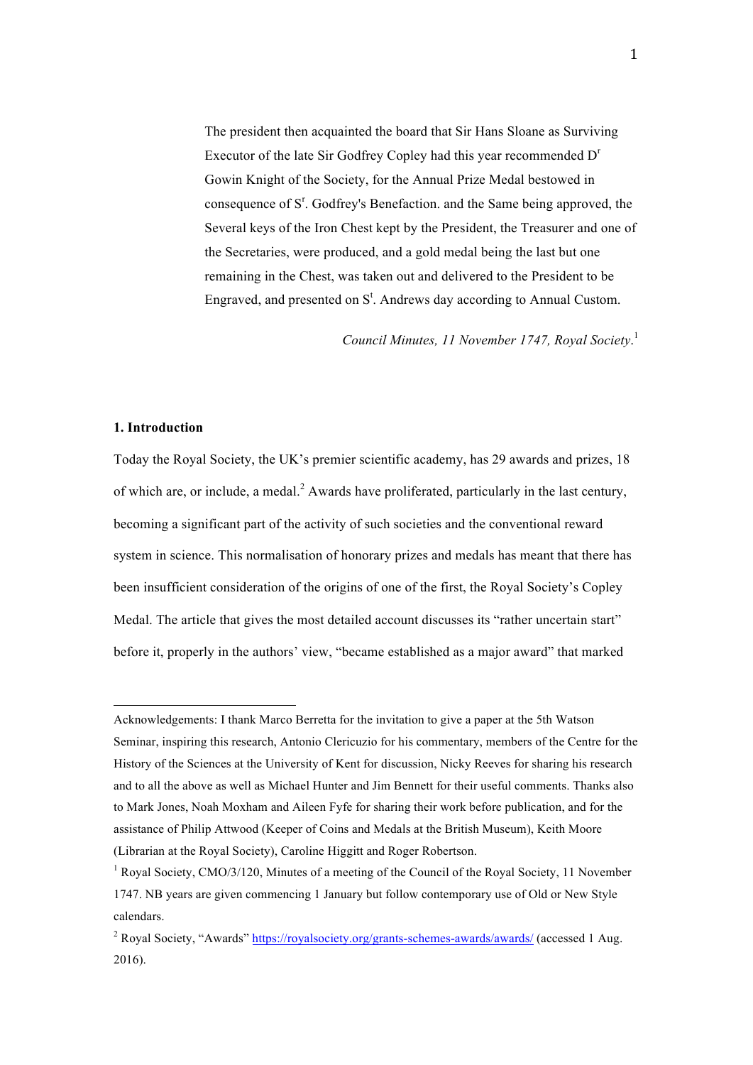> The president then acquainted the board that Sir Hans Sloane as Surviving Executor of the late Sir Godfrey Copley had this year recommended D^r Gowin Knight of the Society, for the Annual Prize Medal bestowed in consequence of S^r. Godfrey's Benefaction. and the Same being approved, the Several keys of the Iron Chest kept by the President, the Treasurer and one of the Secretaries, were produced, and a gold medal being the last but one remaining in the Chest, was taken out and delivered to the President to be Engraved, and presented on S^t. Andrews day according to Annual Custom.
>
> *Council Minutes, 11 November 1747, Royal Society*.[1]

## 1. Introduction

Today the Royal Society, the UK's premier scientific academy, has 29 awards and prizes, 18 of which are, or include, a medal.[2] Awards have proliferated, particularly in the last century, becoming a significant part of the activity of such societies and the conventional reward system in science. This normalisation of honorary prizes and medals has meant that there has been insufficient consideration of the origins of one of the first, the Royal Society's Copley Medal. The article that gives the most detailed account discusses its "rather uncertain start" before it, properly in the authors' view, "became established as a major award" that marked

---

Acknowledgements: I thank Marco Berretta for the invitation to give a paper at the 5th Watson Seminar, inspiring this research, Antonio Clericuzio for his commentary, members of the Centre for the History of the Sciences at the University of Kent for discussion, Nicky Reeves for sharing his research and to all the above as well as Michael Hunter and Jim Bennett for their useful comments. Thanks also to Mark Jones, Noah Moxham and Aileen Fyfe for sharing their work before publication, and for the assistance of Philip Attwood (Keeper of Coins and Medals at the British Museum), Keith Moore (Librarian at the Royal Society), Caroline Higgitt and Roger Robertson.

[1] Royal Society, CMO/3/120, Minutes of a meeting of the Council of the Royal Society, 11 November 1747. NB years are given commencing 1 January but follow contemporary use of Old or New Style calendars.

[2] Royal Society, "Awards" https://royalsociety.org/grants-schemes-awards/awards/ (accessed 1 Aug. 2016).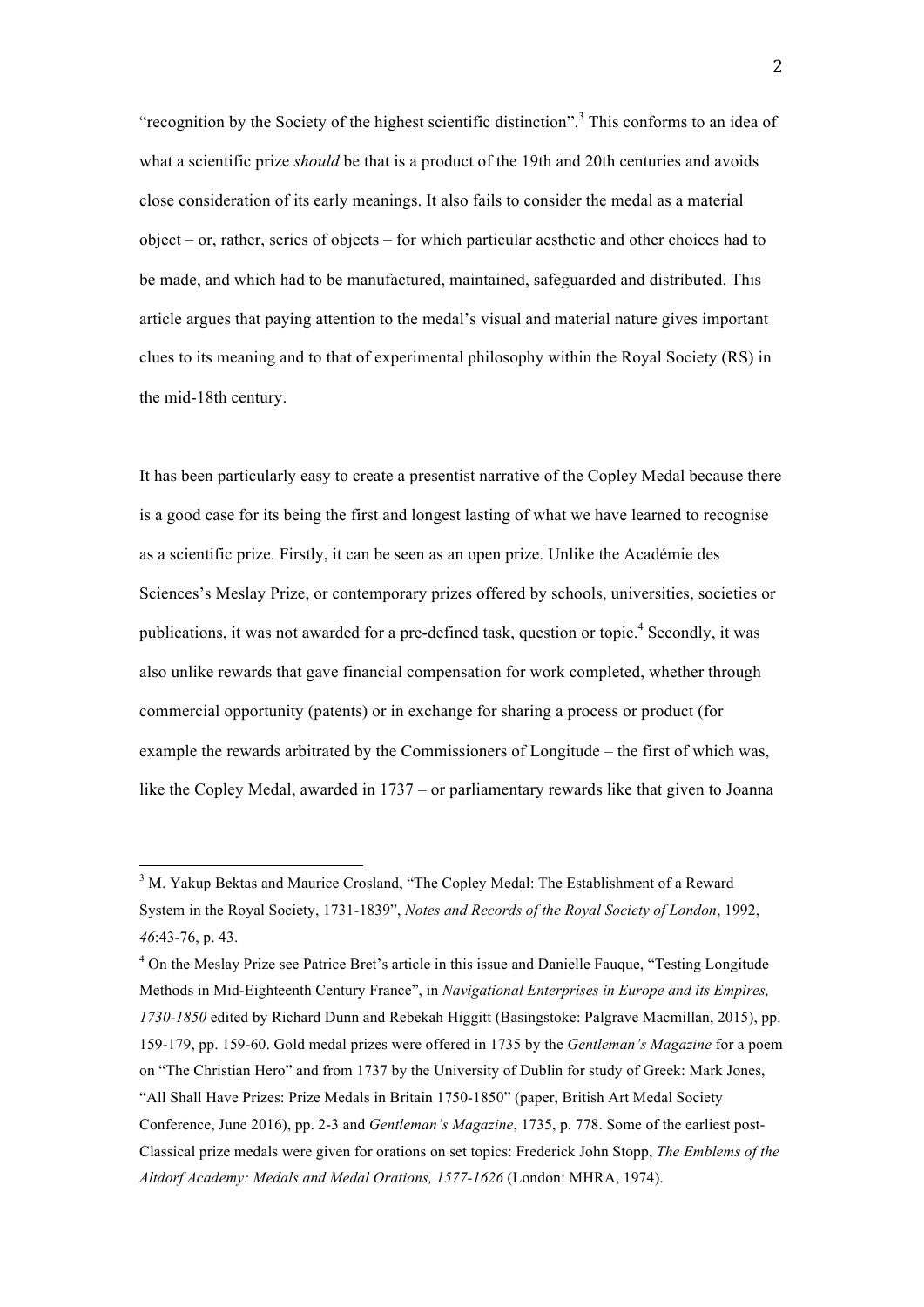"recognition by the Society of the highest scientific distinction".[3] This conforms to an idea of what a scientific prize *should* be that is a product of the 19th and 20th centuries and avoids close consideration of its early meanings. It also fails to consider the medal as a material object – or, rather, series of objects – for which particular aesthetic and other choices had to be made, and which had to be manufactured, maintained, safeguarded and distributed. This article argues that paying attention to the medal's visual and material nature gives important clues to its meaning and to that of experimental philosophy within the Royal Society (RS) in the mid-18th century.

It has been particularly easy to create a presentist narrative of the Copley Medal because there is a good case for its being the first and longest lasting of what we have learned to recognise as a scientific prize. Firstly, it can be seen as an open prize. Unlike the Académie des Sciences's Meslay Prize, or contemporary prizes offered by schools, universities, societies or publications, it was not awarded for a pre-defined task, question or topic.[4] Secondly, it was also unlike rewards that gave financial compensation for work completed, whether through commercial opportunity (patents) or in exchange for sharing a process or product (for example the rewards arbitrated by the Commissioners of Longitude – the first of which was, like the Copley Medal, awarded in 1737 – or parliamentary rewards like that given to Joanna

---

[3] M. Yakup Bektas and Maurice Crosland, "The Copley Medal: The Establishment of a Reward System in the Royal Society, 1731-1839", *Notes and Records of the Royal Society of London*, 1992, *46*:43-76, p. 43.

[4] On the Meslay Prize see Patrice Bret's article in this issue and Danielle Fauque, "Testing Longitude Methods in Mid-Eighteenth Century France", in *Navigational Enterprises in Europe and its Empires, 1730-1850* edited by Richard Dunn and Rebekah Higgitt (Basingstoke: Palgrave Macmillan, 2015), pp. 159-179, pp. 159-60. Gold medal prizes were offered in 1735 by the *Gentleman's Magazine* for a poem on "The Christian Hero" and from 1737 by the University of Dublin for study of Greek: Mark Jones, "All Shall Have Prizes: Prize Medals in Britain 1750-1850" (paper, British Art Medal Society Conference, June 2016), pp. 2-3 and *Gentleman's Magazine*, 1735, p. 778. Some of the earliest post-Classical prize medals were given for orations on set topics: Frederick John Stopp, *The Emblems of the Altdorf Academy: Medals and Medal Orations, 1577-1626* (London: MHRA, 1974).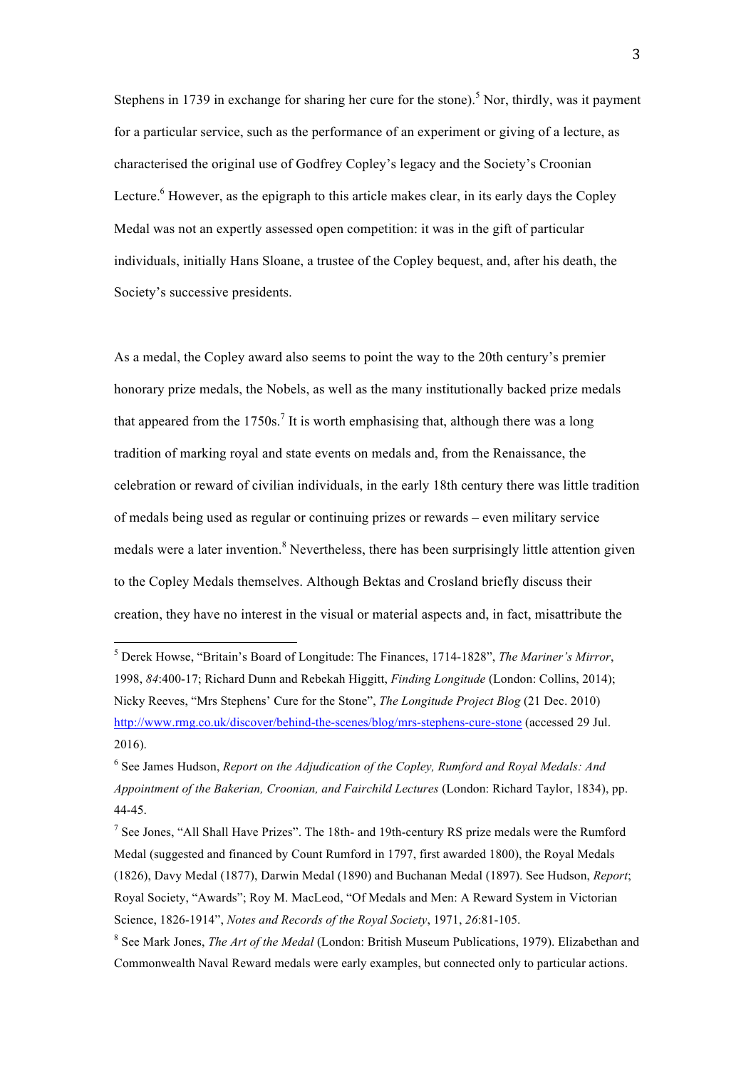Stephens in 1739 in exchange for sharing her cure for the stone).[5] Nor, thirdly, was it payment for a particular service, such as the performance of an experiment or giving of a lecture, as characterised the original use of Godfrey Copley's legacy and the Society's Croonian Lecture.[6] However, as the epigraph to this article makes clear, in its early days the Copley Medal was not an expertly assessed open competition: it was in the gift of particular individuals, initially Hans Sloane, a trustee of the Copley bequest, and, after his death, the Society's successive presidents.

As a medal, the Copley award also seems to point the way to the 20th century's premier honorary prize medals, the Nobels, as well as the many institutionally backed prize medals that appeared from the 1750s.[7] It is worth emphasising that, although there was a long tradition of marking royal and state events on medals and, from the Renaissance, the celebration or reward of civilian individuals, in the early 18th century there was little tradition of medals being used as regular or continuing prizes or rewards – even military service medals were a later invention.[8] Nevertheless, there has been surprisingly little attention given to the Copley Medals themselves. Although Bektas and Crosland briefly discuss their creation, they have no interest in the visual or material aspects and, in fact, misattribute the

---

[5] Derek Howse, "Britain's Board of Longitude: The Finances, 1714-1828", *The Mariner's Mirror*, 1998, *84*:400-17; Richard Dunn and Rebekah Higgitt, *Finding Longitude* (London: Collins, 2014); Nicky Reeves, "Mrs Stephens' Cure for the Stone", *The Longitude Project Blog* (21 Dec. 2010) http://www.rmg.co.uk/discover/behind-the-scenes/blog/mrs-stephens-cure-stone (accessed 29 Jul. 2016).

[6] See James Hudson, *Report on the Adjudication of the Copley, Rumford and Royal Medals: And Appointment of the Bakerian, Croonian, and Fairchild Lectures* (London: Richard Taylor, 1834), pp. 44-45.

[7] See Jones, "All Shall Have Prizes". The 18th- and 19th-century RS prize medals were the Rumford Medal (suggested and financed by Count Rumford in 1797, first awarded 1800), the Royal Medals (1826), Davy Medal (1877), Darwin Medal (1890) and Buchanan Medal (1897). See Hudson, *Report*; Royal Society, "Awards"; Roy M. MacLeod, "Of Medals and Men: A Reward System in Victorian Science, 1826-1914", *Notes and Records of the Royal Society*, 1971, *26*:81-105.

[8] See Mark Jones, *The Art of the Medal* (London: British Museum Publications, 1979). Elizabethan and Commonwealth Naval Reward medals were early examples, but connected only to particular actions.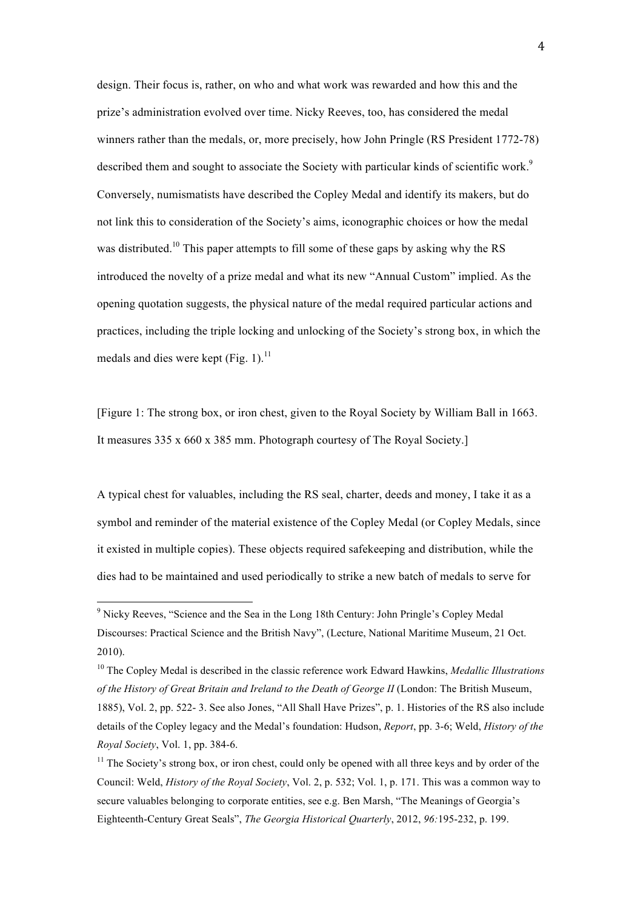design. Their focus is, rather, on who and what work was rewarded and how this and the prize's administration evolved over time. Nicky Reeves, too, has considered the medal winners rather than the medals, or, more precisely, how John Pringle (RS President 1772-78) described them and sought to associate the Society with particular kinds of scientific work.[9] Conversely, numismatists have described the Copley Medal and identify its makers, but do not link this to consideration of the Society's aims, iconographic choices or how the medal was distributed.[10] This paper attempts to fill some of these gaps by asking why the RS introduced the novelty of a prize medal and what its new "Annual Custom" implied. As the opening quotation suggests, the physical nature of the medal required particular actions and practices, including the triple locking and unlocking of the Society's strong box, in which the medals and dies were kept (Fig. 1).[11]

[Figure 1: The strong box, or iron chest, given to the Royal Society by William Ball in 1663. It measures 335 x 660 x 385 mm. Photograph courtesy of The Royal Society.]

A typical chest for valuables, including the RS seal, charter, deeds and money, I take it as a symbol and reminder of the material existence of the Copley Medal (or Copley Medals, since it existed in multiple copies). These objects required safekeeping and distribution, while the dies had to be maintained and used periodically to strike a new batch of medals to serve for

---

[9] Nicky Reeves, "Science and the Sea in the Long 18th Century: John Pringle's Copley Medal Discourses: Practical Science and the British Navy", (Lecture, National Maritime Museum, 21 Oct. 2010).

[10] The Copley Medal is described in the classic reference work Edward Hawkins, *Medallic Illustrations of the History of Great Britain and Ireland to the Death of George II* (London: The British Museum, 1885), Vol. 2, pp. 522- 3. See also Jones, "All Shall Have Prizes", p. 1. Histories of the RS also include details of the Copley legacy and the Medal's foundation: Hudson, *Report*, pp. 3-6; Weld, *History of the Royal Society*, Vol. 1, pp. 384-6.

[11] The Society's strong box, or iron chest, could only be opened with all three keys and by order of the Council: Weld, *History of the Royal Society*, Vol. 2, p. 532; Vol. 1, p. 171. This was a common way to secure valuables belonging to corporate entities, see e.g. Ben Marsh, "The Meanings of Georgia's Eighteenth-Century Great Seals", *The Georgia Historical Quarterly*, 2012, *96:*195-232, p. 199.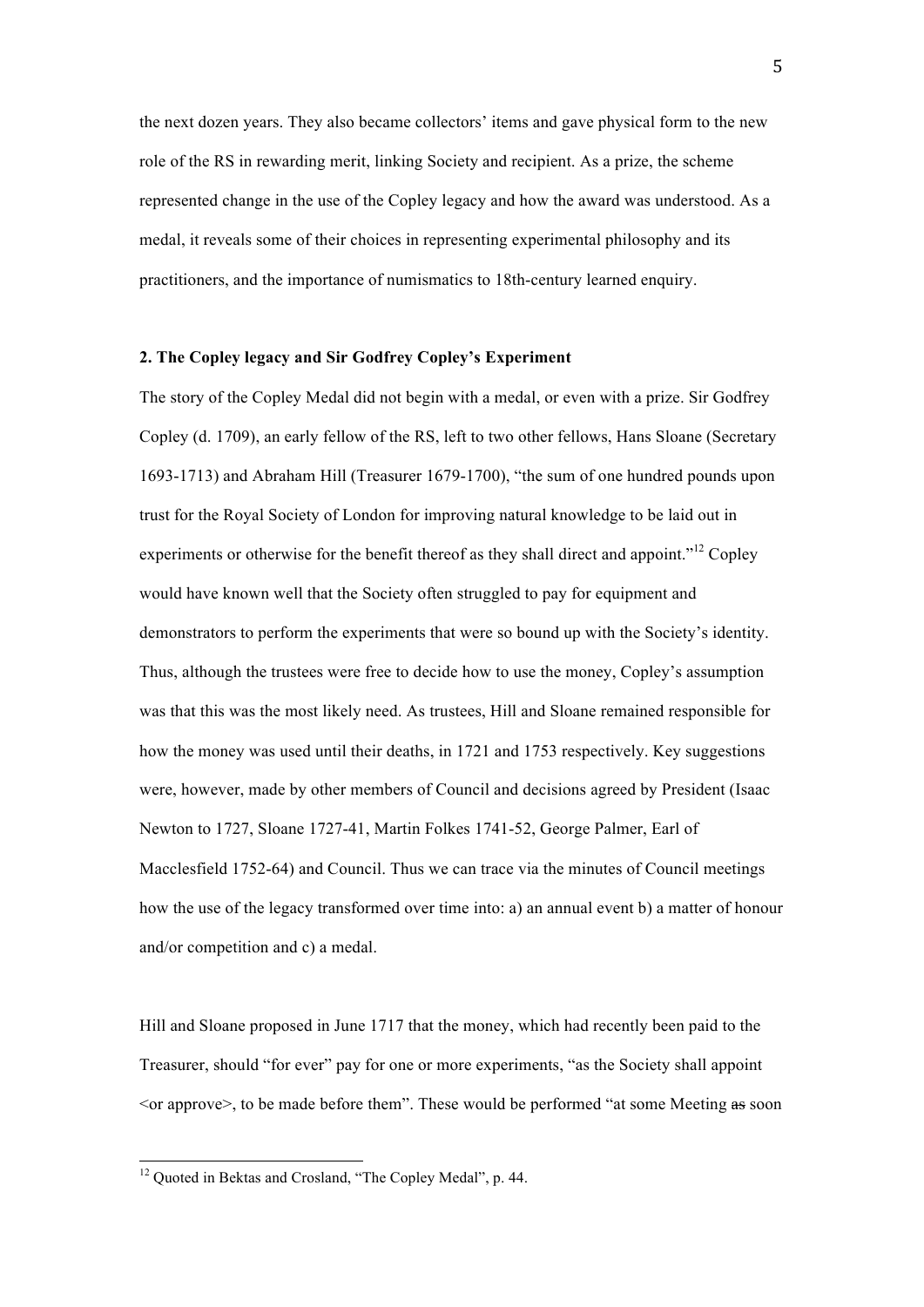the next dozen years. They also became collectors' items and gave physical form to the new role of the RS in rewarding merit, linking Society and recipient. As a prize, the scheme represented change in the use of the Copley legacy and how the award was understood. As a medal, it reveals some of their choices in representing experimental philosophy and its practitioners, and the importance of numismatics to 18th-century learned enquiry.

## 2. The Copley legacy and Sir Godfrey Copley's Experiment

The story of the Copley Medal did not begin with a medal, or even with a prize. Sir Godfrey Copley (d. 1709), an early fellow of the RS, left to two other fellows, Hans Sloane (Secretary 1693-1713) and Abraham Hill (Treasurer 1679-1700), "the sum of one hundred pounds upon trust for the Royal Society of London for improving natural knowledge to be laid out in experiments or otherwise for the benefit thereof as they shall direct and appoint."[12] Copley would have known well that the Society often struggled to pay for equipment and demonstrators to perform the experiments that were so bound up with the Society's identity. Thus, although the trustees were free to decide how to use the money, Copley's assumption was that this was the most likely need. As trustees, Hill and Sloane remained responsible for how the money was used until their deaths, in 1721 and 1753 respectively. Key suggestions were, however, made by other members of Council and decisions agreed by President (Isaac Newton to 1727, Sloane 1727-41, Martin Folkes 1741-52, George Palmer, Earl of Macclesfield 1752-64) and Council. Thus we can trace via the minutes of Council meetings how the use of the legacy transformed over time into: a) an annual event b) a matter of honour and/or competition and c) a medal.

Hill and Sloane proposed in June 1717 that the money, which had recently been paid to the Treasurer, should "for ever" pay for one or more experiments, "as the Society shall appoint <or approve>, to be made before them". These would be performed "at some Meeting ~~as~~ soon

[12] Quoted in Bektas and Crosland, "The Copley Medal", p. 44.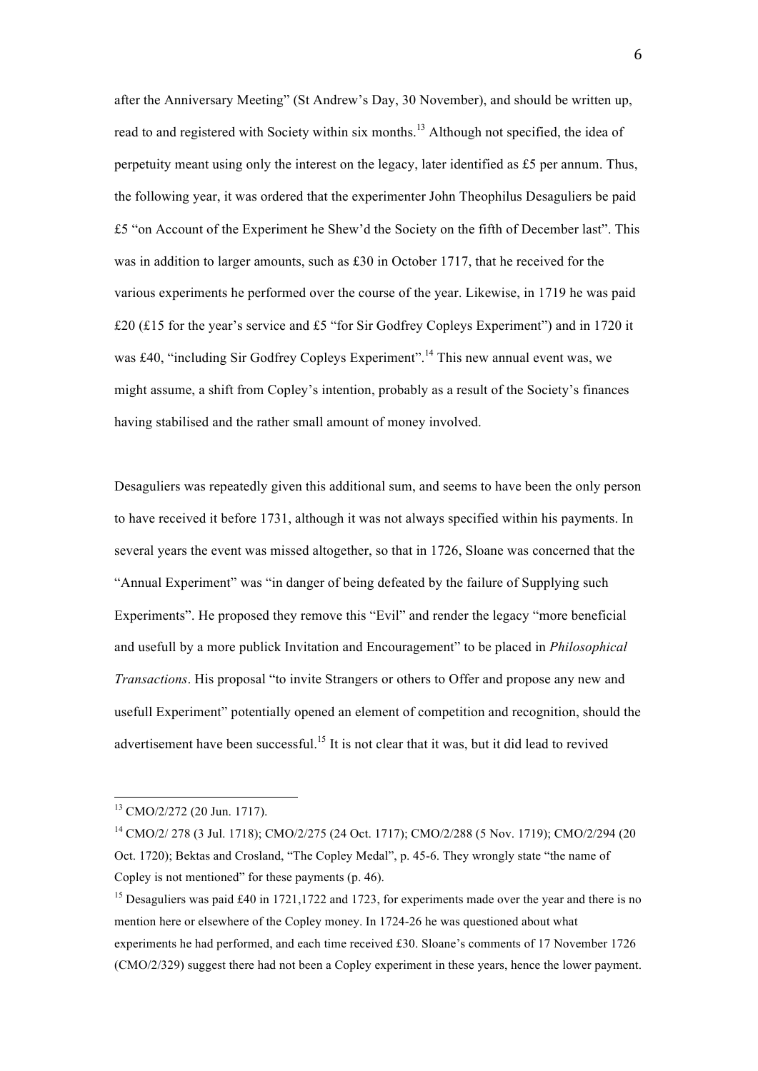after the Anniversary Meeting" (St Andrew's Day, 30 November), and should be written up, read to and registered with Society within six months.[13] Although not specified, the idea of perpetuity meant using only the interest on the legacy, later identified as £5 per annum. Thus, the following year, it was ordered that the experimenter John Theophilus Desaguliers be paid £5 "on Account of the Experiment he Shew'd the Society on the fifth of December last". This was in addition to larger amounts, such as £30 in October 1717, that he received for the various experiments he performed over the course of the year. Likewise, in 1719 he was paid £20 (£15 for the year's service and £5 "for Sir Godfrey Copleys Experiment") and in 1720 it was £40, "including Sir Godfrey Copleys Experiment".[14] This new annual event was, we might assume, a shift from Copley's intention, probably as a result of the Society's finances having stabilised and the rather small amount of money involved.

Desaguliers was repeatedly given this additional sum, and seems to have been the only person to have received it before 1731, although it was not always specified within his payments. In several years the event was missed altogether, so that in 1726, Sloane was concerned that the "Annual Experiment" was "in danger of being defeated by the failure of Supplying such Experiments". He proposed they remove this "Evil" and render the legacy "more beneficial and usefull by a more publick Invitation and Encouragement" to be placed in *Philosophical Transactions*. His proposal "to invite Strangers or others to Offer and propose any new and usefull Experiment" potentially opened an element of competition and recognition, should the advertisement have been successful.[15] It is not clear that it was, but it did lead to revived

---

[13] CMO/2/272 (20 Jun. 1717).

[14] CMO/2/ 278 (3 Jul. 1718); CMO/2/275 (24 Oct. 1717); CMO/2/288 (5 Nov. 1719); CMO/2/294 (20 Oct. 1720); Bektas and Crosland, "The Copley Medal", p. 45-6. They wrongly state "the name of Copley is not mentioned" for these payments (p. 46).

[15] Desaguliers was paid £40 in 1721,1722 and 1723, for experiments made over the year and there is no mention here or elsewhere of the Copley money. In 1724-26 he was questioned about what experiments he had performed, and each time received £30. Sloane's comments of 17 November 1726 (CMO/2/329) suggest there had not been a Copley experiment in these years, hence the lower payment.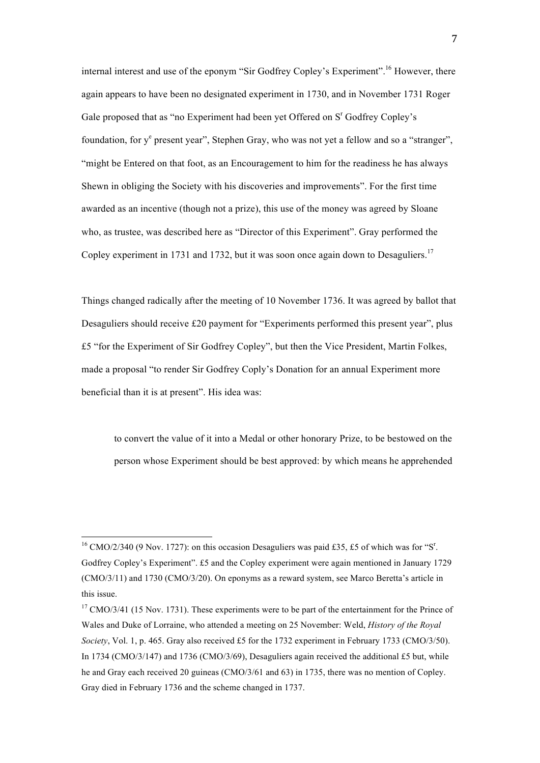internal interest and use of the eponym "Sir Godfrey Copley's Experiment".[16] However, there again appears to have been no designated experiment in 1730, and in November 1731 Roger Gale proposed that as "no Experiment had been yet Offered on S$^{r}$ Godfrey Copley's foundation, for y$^{e}$ present year", Stephen Gray, who was not yet a fellow and so a "stranger", "might be Entered on that foot, as an Encouragement to him for the readiness he has always Shewn in obliging the Society with his discoveries and improvements". For the first time awarded as an incentive (though not a prize), this use of the money was agreed by Sloane who, as trustee, was described here as "Director of this Experiment". Gray performed the Copley experiment in 1731 and 1732, but it was soon once again down to Desaguliers.[17]

Things changed radically after the meeting of 10 November 1736. It was agreed by ballot that Desaguliers should receive £20 payment for "Experiments performed this present year", plus £5 "for the Experiment of Sir Godfrey Copley", but then the Vice President, Martin Folkes, made a proposal "to render Sir Godfrey Coply's Donation for an annual Experiment more beneficial than it is at present". His idea was:

> to convert the value of it into a Medal or other honorary Prize, to be bestowed on the person whose Experiment should be best approved: by which means he apprehended

---

[16] CMO/2/340 (9 Nov. 1727): on this occasion Desaguliers was paid £35, £5 of which was for "S$^{r}$. Godfrey Copley's Experiment". £5 and the Copley experiment were again mentioned in January 1729 (CMO/3/11) and 1730 (CMO/3/20). On eponyms as a reward system, see Marco Beretta's article in this issue.

[17] CMO/3/41 (15 Nov. 1731). These experiments were to be part of the entertainment for the Prince of Wales and Duke of Lorraine, who attended a meeting on 25 November: Weld, *History of the Royal Society*, Vol. 1, p. 465. Gray also received £5 for the 1732 experiment in February 1733 (CMO/3/50). In 1734 (CMO/3/147) and 1736 (CMO/3/69), Desaguliers again received the additional £5 but, while he and Gray each received 20 guineas (CMO/3/61 and 63) in 1735, there was no mention of Copley. Gray died in February 1736 and the scheme changed in 1737.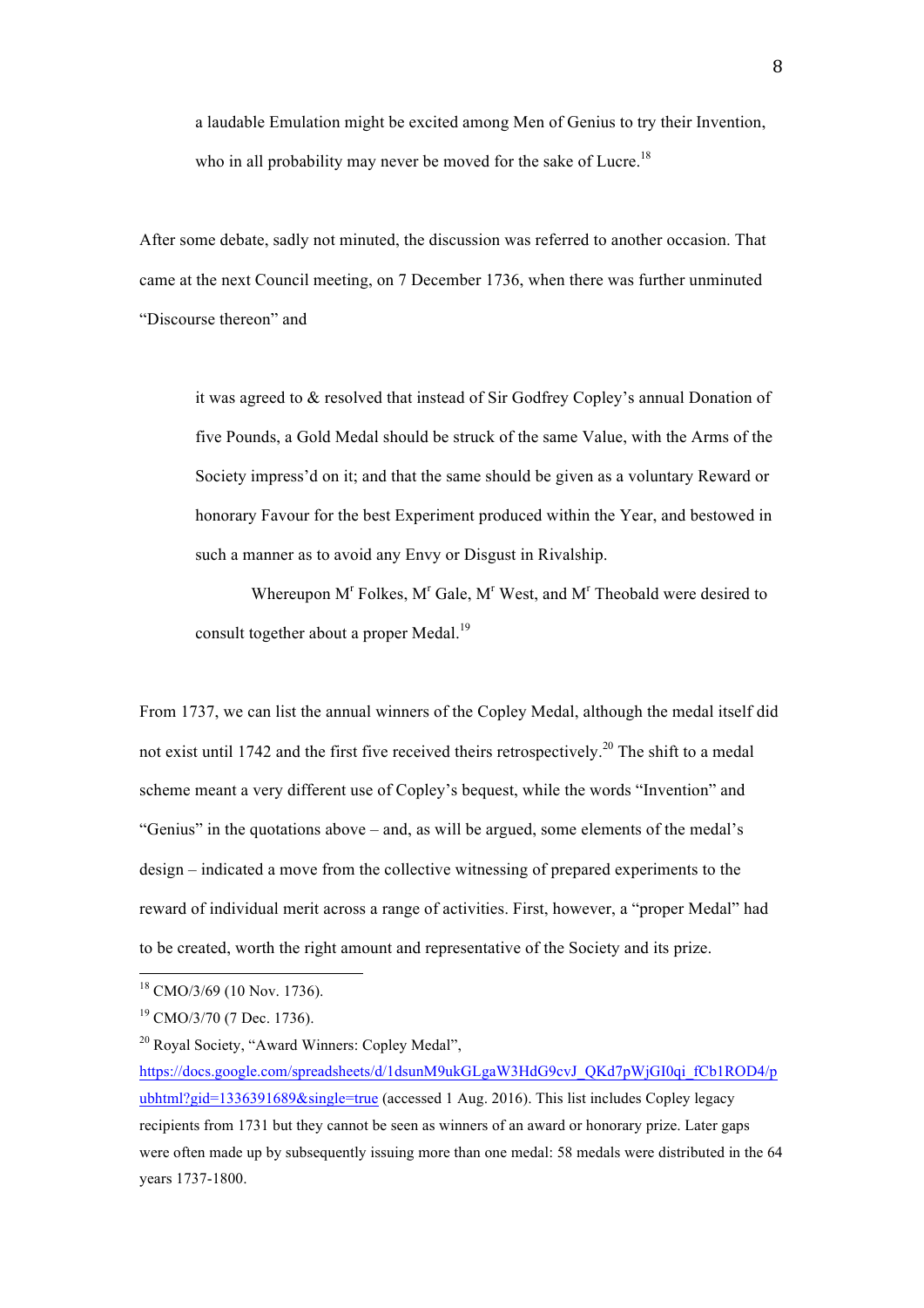> a laudable Emulation might be excited among Men of Genius to try their Invention, who in all probability may never be moved for the sake of Lucre.[18]

After some debate, sadly not minuted, the discussion was referred to another occasion. That came at the next Council meeting, on 7 December 1736, when there was further unminuted "Discourse thereon" and

> it was agreed to & resolved that instead of Sir Godfrey Copley's annual Donation of five Pounds, a Gold Medal should be struck of the same Value, with the Arms of the Society impress'd on it; and that the same should be given as a voluntary Reward or honorary Favour for the best Experiment produced within the Year, and bestowed in such a manner as to avoid any Envy or Disgust in Rivalship.
>
> Whereupon M^r Folkes, M^r Gale, M^r West, and M^r Theobald were desired to consult together about a proper Medal.[19]

From 1737, we can list the annual winners of the Copley Medal, although the medal itself did not exist until 1742 and the first five received theirs retrospectively.[20] The shift to a medal scheme meant a very different use of Copley's bequest, while the words "Invention" and "Genius" in the quotations above – and, as will be argued, some elements of the medal's design – indicated a move from the collective witnessing of prepared experiments to the reward of individual merit across a range of activities. First, however, a "proper Medal" had to be created, worth the right amount and representative of the Society and its prize.

---

[18] CMO/3/69 (10 Nov. 1736).

[19] CMO/3/70 (7 Dec. 1736).

[20] Royal Society, "Award Winners: Copley Medal", https://docs.google.com/spreadsheets/d/1dsunM9ukGLgaW3HdG9cvJ_QKd7pWjGI0qi_fCb1ROD4/pubhtml?gid=1336391689&single=true (accessed 1 Aug. 2016). This list includes Copley legacy recipients from 1731 but they cannot be seen as winners of an award or honorary prize. Later gaps were often made up by subsequently issuing more than one medal: 58 medals were distributed in the 64 years 1737-1800.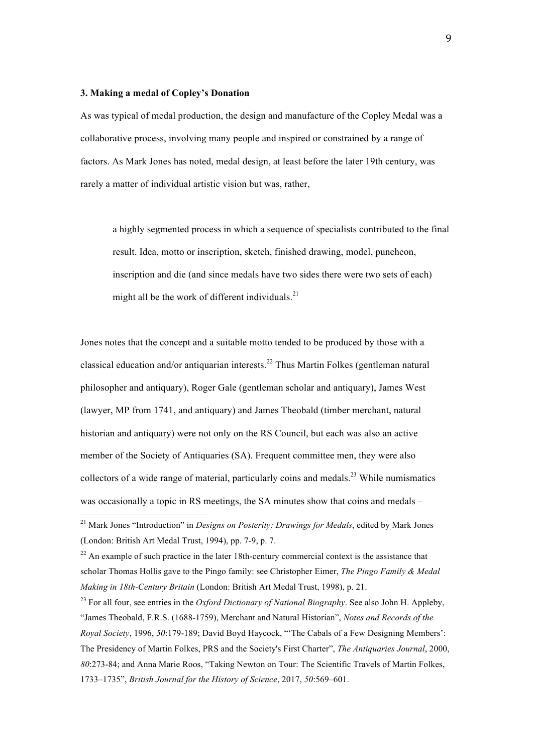### 3. Making a medal of Copley's Donation

As was typical of medal production, the design and manufacture of the Copley Medal was a collaborative process, involving many people and inspired or constrained by a range of factors. As Mark Jones has noted, medal design, at least before the later 19th century, was rarely a matter of individual artistic vision but was, rather,

> a highly segmented process in which a sequence of specialists contributed to the final result. Idea, motto or inscription, sketch, finished drawing, model, puncheon, inscription and die (and since medals have two sides there were two sets of each) might all be the work of different individuals.[21]

Jones notes that the concept and a suitable motto tended to be produced by those with a classical education and/or antiquarian interests.[22] Thus Martin Folkes (gentleman natural philosopher and antiquary), Roger Gale (gentleman scholar and antiquary), James West (lawyer, MP from 1741, and antiquary) and James Theobald (timber merchant, natural historian and antiquary) were not only on the RS Council, but each was also an active member of the Society of Antiquaries (SA). Frequent committee men, they were also collectors of a wide range of material, particularly coins and medals.[23] While numismatics was occasionally a topic in RS meetings, the SA minutes show that coins and medals –

---

[21] Mark Jones "Introduction" in *Designs on Posterity: Drawings for Medals*, edited by Mark Jones (London: British Art Medal Trust, 1994), pp. 7-9, p. 7.

[22] An example of such practice in the later 18th-century commercial context is the assistance that scholar Thomas Hollis gave to the Pingo family: see Christopher Eimer, *The Pingo Family & Medal Making in 18th-Century Britain* (London: British Art Medal Trust, 1998), p. 21.

[23] For all four, see entries in the *Oxford Dictionary of National Biography*. See also John H. Appleby, "James Theobald, F.R.S. (1688-1759), Merchant and Natural Historian", *Notes and Records of the Royal Society*, 1996, *50*:179-189; David Boyd Haycock, "'The Cabals of a Few Designing Members': The Presidency of Martin Folkes, PRS and the Society's First Charter", *The Antiquaries Journal*, 2000, *80*:273-84; and Anna Marie Roos, "Taking Newton on Tour: The Scientific Travels of Martin Folkes, 1733–1735", *British Journal for the History of Science*, 2017, *50*:569–601.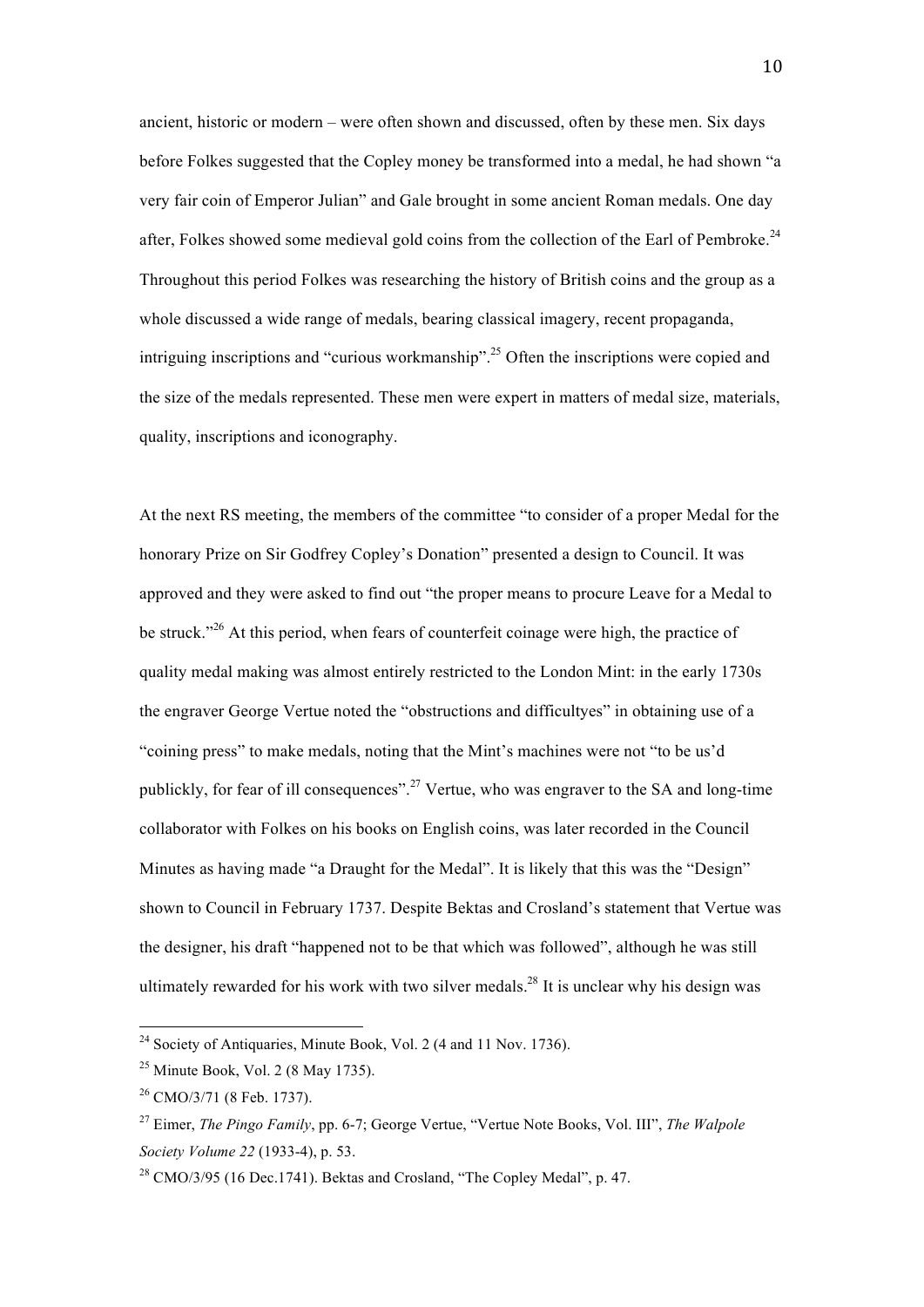ancient, historic or modern – were often shown and discussed, often by these men. Six days before Folkes suggested that the Copley money be transformed into a medal, he had shown "a very fair coin of Emperor Julian" and Gale brought in some ancient Roman medals. One day after, Folkes showed some medieval gold coins from the collection of the Earl of Pembroke.[24] Throughout this period Folkes was researching the history of British coins and the group as a whole discussed a wide range of medals, bearing classical imagery, recent propaganda, intriguing inscriptions and "curious workmanship".[25] Often the inscriptions were copied and the size of the medals represented. These men were expert in matters of medal size, materials, quality, inscriptions and iconography.

At the next RS meeting, the members of the committee "to consider of a proper Medal for the honorary Prize on Sir Godfrey Copley's Donation" presented a design to Council. It was approved and they were asked to find out "the proper means to procure Leave for a Medal to be struck."[26] At this period, when fears of counterfeit coinage were high, the practice of quality medal making was almost entirely restricted to the London Mint: in the early 1730s the engraver George Vertue noted the "obstructions and difficultyes" in obtaining use of a "coining press" to make medals, noting that the Mint's machines were not "to be us'd publickly, for fear of ill consequences".[27] Vertue, who was engraver to the SA and long-time collaborator with Folkes on his books on English coins, was later recorded in the Council Minutes as having made "a Draught for the Medal". It is likely that this was the "Design" shown to Council in February 1737. Despite Bektas and Crosland's statement that Vertue was the designer, his draft "happened not to be that which was followed", although he was still ultimately rewarded for his work with two silver medals.[28] It is unclear why his design was

---

[24] Society of Antiquaries, Minute Book, Vol. 2 (4 and 11 Nov. 1736).

[25] Minute Book, Vol. 2 (8 May 1735).

[26] CMO/3/71 (8 Feb. 1737).

[27] Eimer, *The Pingo Family*, pp. 6-7; George Vertue, "Vertue Note Books, Vol. III", *The Walpole Society Volume 22* (1933-4), p. 53.

[28] CMO/3/95 (16 Dec.1741). Bektas and Crosland, "The Copley Medal", p. 47.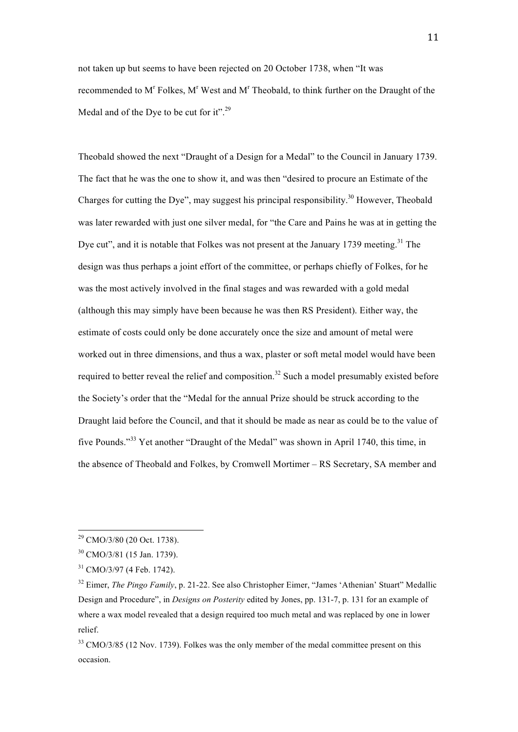not taken up but seems to have been rejected on 20 October 1738, when “It was recommended to M$^{r}$ Folkes, M$^{r}$ West and M$^{r}$ Theobald, to think further on the Draught of the Medal and of the Dye to be cut for it”.[29]

Theobald showed the next “Draught of a Design for a Medal” to the Council in January 1739. The fact that he was the one to show it, and was then “desired to procure an Estimate of the Charges for cutting the Dye”, may suggest his principal responsibility.[30] However, Theobald was later rewarded with just one silver medal, for “the Care and Pains he was at in getting the Dye cut”, and it is notable that Folkes was not present at the January 1739 meeting.[31] The design was thus perhaps a joint effort of the committee, or perhaps chiefly of Folkes, for he was the most actively involved in the final stages and was rewarded with a gold medal (although this may simply have been because he was then RS President). Either way, the estimate of costs could only be done accurately once the size and amount of metal were worked out in three dimensions, and thus a wax, plaster or soft metal model would have been required to better reveal the relief and composition.[32] Such a model presumably existed before the Society’s order that the “Medal for the annual Prize should be struck according to the Draught laid before the Council, and that it should be made as near as could be to the value of five Pounds.”[33] Yet another “Draught of the Medal” was shown in April 1740, this time, in the absence of Theobald and Folkes, by Cromwell Mortimer – RS Secretary, SA member and

---

[29] CMO/3/80 (20 Oct. 1738).

[30] CMO/3/81 (15 Jan. 1739).

[31] CMO/3/97 (4 Feb. 1742).

[32] Eimer, *The Pingo Family*, p. 21-22. See also Christopher Eimer, “James ‘Athenian’ Stuart” Medallic Design and Procedure”, in *Designs on Posterity* edited by Jones, pp. 131-7, p. 131 for an example of where a wax model revealed that a design required too much metal and was replaced by one in lower relief.

[33] CMO/3/85 (12 Nov. 1739). Folkes was the only member of the medal committee present on this occasion.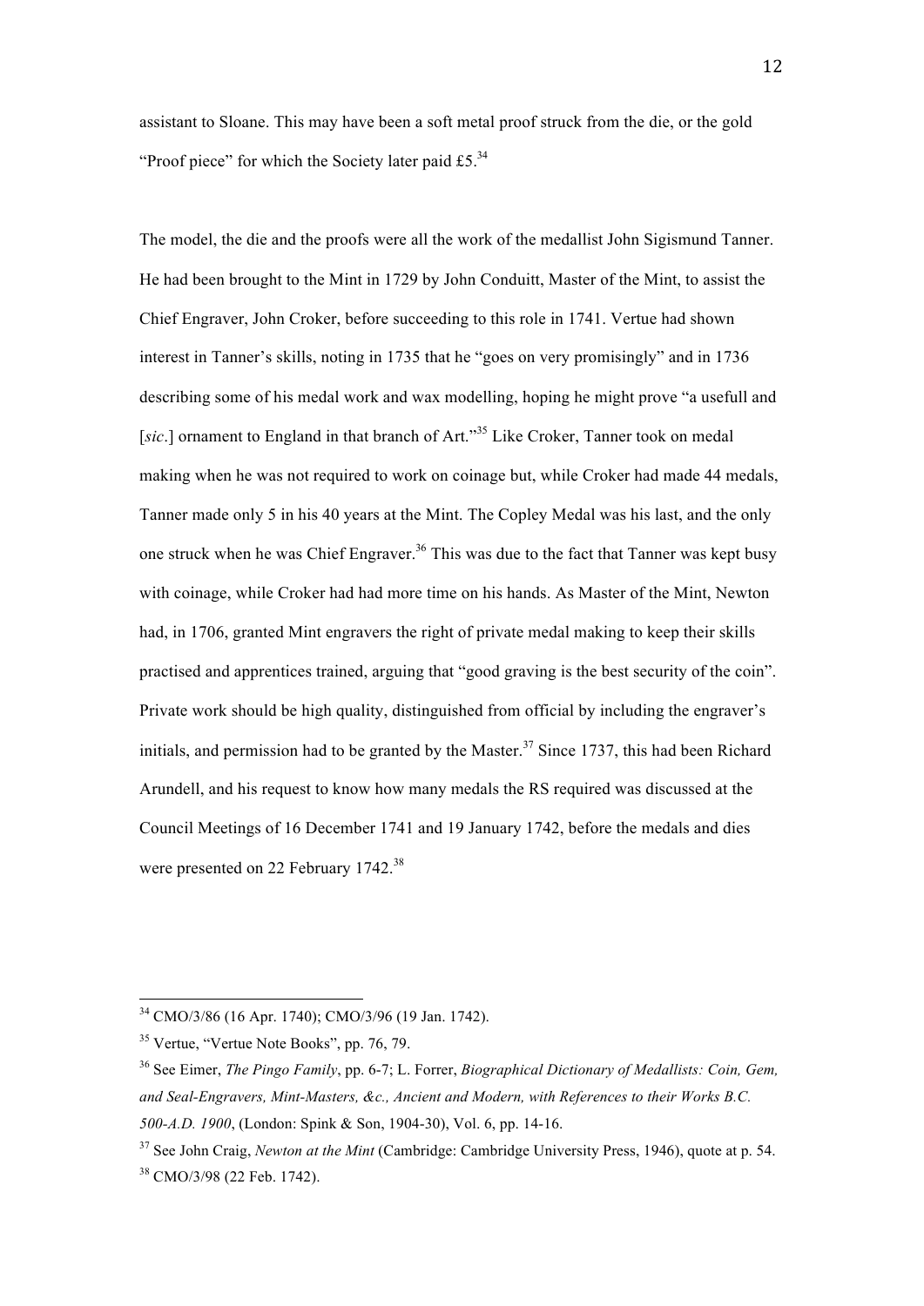assistant to Sloane. This may have been a soft metal proof struck from the die, or the gold "Proof piece" for which the Society later paid £5.[34]

The model, the die and the proofs were all the work of the medallist John Sigismund Tanner. He had been brought to the Mint in 1729 by John Conduitt, Master of the Mint, to assist the Chief Engraver, John Croker, before succeeding to this role in 1741. Vertue had shown interest in Tanner's skills, noting in 1735 that he "goes on very promisingly" and in 1736 describing some of his medal work and wax modelling, hoping he might prove "a usefull and [*sic*.] ornament to England in that branch of Art."[35] Like Croker, Tanner took on medal making when he was not required to work on coinage but, while Croker had made 44 medals, Tanner made only 5 in his 40 years at the Mint. The Copley Medal was his last, and the only one struck when he was Chief Engraver.[36] This was due to the fact that Tanner was kept busy with coinage, while Croker had had more time on his hands. As Master of the Mint, Newton had, in 1706, granted Mint engravers the right of private medal making to keep their skills practised and apprentices trained, arguing that "good graving is the best security of the coin". Private work should be high quality, distinguished from official by including the engraver's initials, and permission had to be granted by the Master.[37] Since 1737, this had been Richard Arundell, and his request to know how many medals the RS required was discussed at the Council Meetings of 16 December 1741 and 19 January 1742, before the medals and dies were presented on 22 February 1742.[38]

---

[34] CMO/3/86 (16 Apr. 1740); CMO/3/96 (19 Jan. 1742).

[35] Vertue, "Vertue Note Books", pp. 76, 79.

[36] See Eimer, *The Pingo Family*, pp. 6-7; L. Forrer, *Biographical Dictionary of Medallists: Coin, Gem, and Seal-Engravers, Mint-Masters, &c., Ancient and Modern, with References to their Works B.C. 500-A.D. 1900*, (London: Spink & Son, 1904-30), Vol. 6, pp. 14-16.

[37] See John Craig, *Newton at the Mint* (Cambridge: Cambridge University Press, 1946), quote at p. 54.

[38] CMO/3/98 (22 Feb. 1742).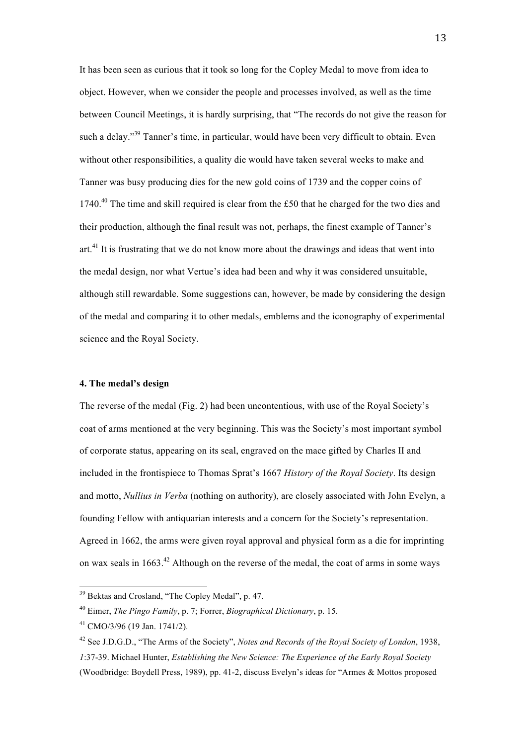It has been seen as curious that it took so long for the Copley Medal to move from idea to object. However, when we consider the people and processes involved, as well as the time between Council Meetings, it is hardly surprising, that "The records do not give the reason for such a delay."[39] Tanner's time, in particular, would have been very difficult to obtain. Even without other responsibilities, a quality die would have taken several weeks to make and Tanner was busy producing dies for the new gold coins of 1739 and the copper coins of 1740.[40] The time and skill required is clear from the £50 that he charged for the two dies and their production, although the final result was not, perhaps, the finest example of Tanner's art.[41] It is frustrating that we do not know more about the drawings and ideas that went into the medal design, nor what Vertue's idea had been and why it was considered unsuitable, although still rewardable. Some suggestions can, however, be made by considering the design of the medal and comparing it to other medals, emblems and the iconography of experimental science and the Royal Society.

#### 4. The medal's design

The reverse of the medal (Fig. 2) had been uncontentious, with use of the Royal Society's coat of arms mentioned at the very beginning. This was the Society's most important symbol of corporate status, appearing on its seal, engraved on the mace gifted by Charles II and included in the frontispiece to Thomas Sprat's 1667 *History of the Royal Society*. Its design and motto, *Nullius in Verba* (nothing on authority), are closely associated with John Evelyn, a founding Fellow with antiquarian interests and a concern for the Society's representation. Agreed in 1662, the arms were given royal approval and physical form as a die for imprinting on wax seals in 1663.[42] Although on the reverse of the medal, the coat of arms in some ways

---

[39] Bektas and Crosland, "The Copley Medal", p. 47.

[40] Eimer, *The Pingo Family*, p. 7; Forrer, *Biographical Dictionary*, p. 15.

[41] CMO/3/96 (19 Jan. 1741/2).

[42] See J.D.G.D., "The Arms of the Society", *Notes and Records of the Royal Society of London*, 1938, *1*:37-39. Michael Hunter, *Establishing the New Science: The Experience of the Early Royal Society* (Woodbridge: Boydell Press, 1989), pp. 41-2, discuss Evelyn's ideas for "Armes & Mottos proposed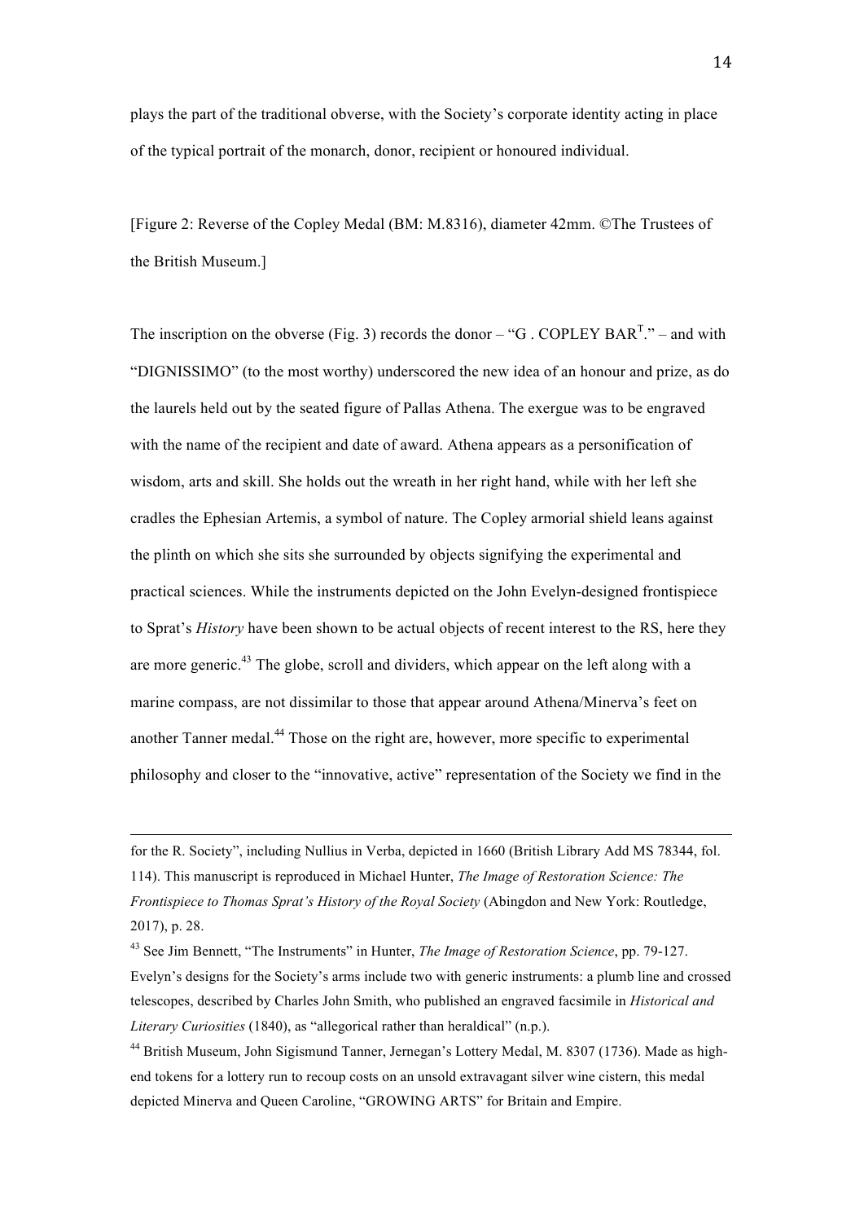plays the part of the traditional obverse, with the Society's corporate identity acting in place of the typical portrait of the monarch, donor, recipient or honoured individual.

[Figure 2: Reverse of the Copley Medal (BM: M.8316), diameter 42mm. ©The Trustees of the British Museum.]

The inscription on the obverse (Fig. 3) records the donor – "G . COPLEY BAR$^{T}$." – and with "DIGNISSIMO" (to the most worthy) underscored the new idea of an honour and prize, as do the laurels held out by the seated figure of Pallas Athena. The exergue was to be engraved with the name of the recipient and date of award. Athena appears as a personification of wisdom, arts and skill. She holds out the wreath in her right hand, while with her left she cradles the Ephesian Artemis, a symbol of nature. The Copley armorial shield leans against the plinth on which she sits she surrounded by objects signifying the experimental and practical sciences. While the instruments depicted on the John Evelyn-designed frontispiece to Sprat's *History* have been shown to be actual objects of recent interest to the RS, here they are more generic.[43] The globe, scroll and dividers, which appear on the left along with a marine compass, are not dissimilar to those that appear around Athena/Minerva's feet on another Tanner medal.[44] Those on the right are, however, more specific to experimental philosophy and closer to the "innovative, active" representation of the Society we find in the

---

for the R. Society", including Nullius in Verba, depicted in 1660 (British Library Add MS 78344, fol. 114). This manuscript is reproduced in Michael Hunter, *The Image of Restoration Science: The Frontispiece to Thomas Sprat's History of the Royal Society* (Abingdon and New York: Routledge, 2017), p. 28.

[43] See Jim Bennett, "The Instruments" in Hunter, *The Image of Restoration Science*, pp. 79-127. Evelyn's designs for the Society's arms include two with generic instruments: a plumb line and crossed telescopes, described by Charles John Smith, who published an engraved facsimile in *Historical and Literary Curiosities* (1840), as "allegorical rather than heraldical" (n.p.).

[44] British Museum, John Sigismund Tanner, Jernegan's Lottery Medal, M. 8307 (1736). Made as high-end tokens for a lottery run to recoup costs on an unsold extravagant silver wine cistern, this medal depicted Minerva and Queen Caroline, "GROWING ARTS" for Britain and Empire.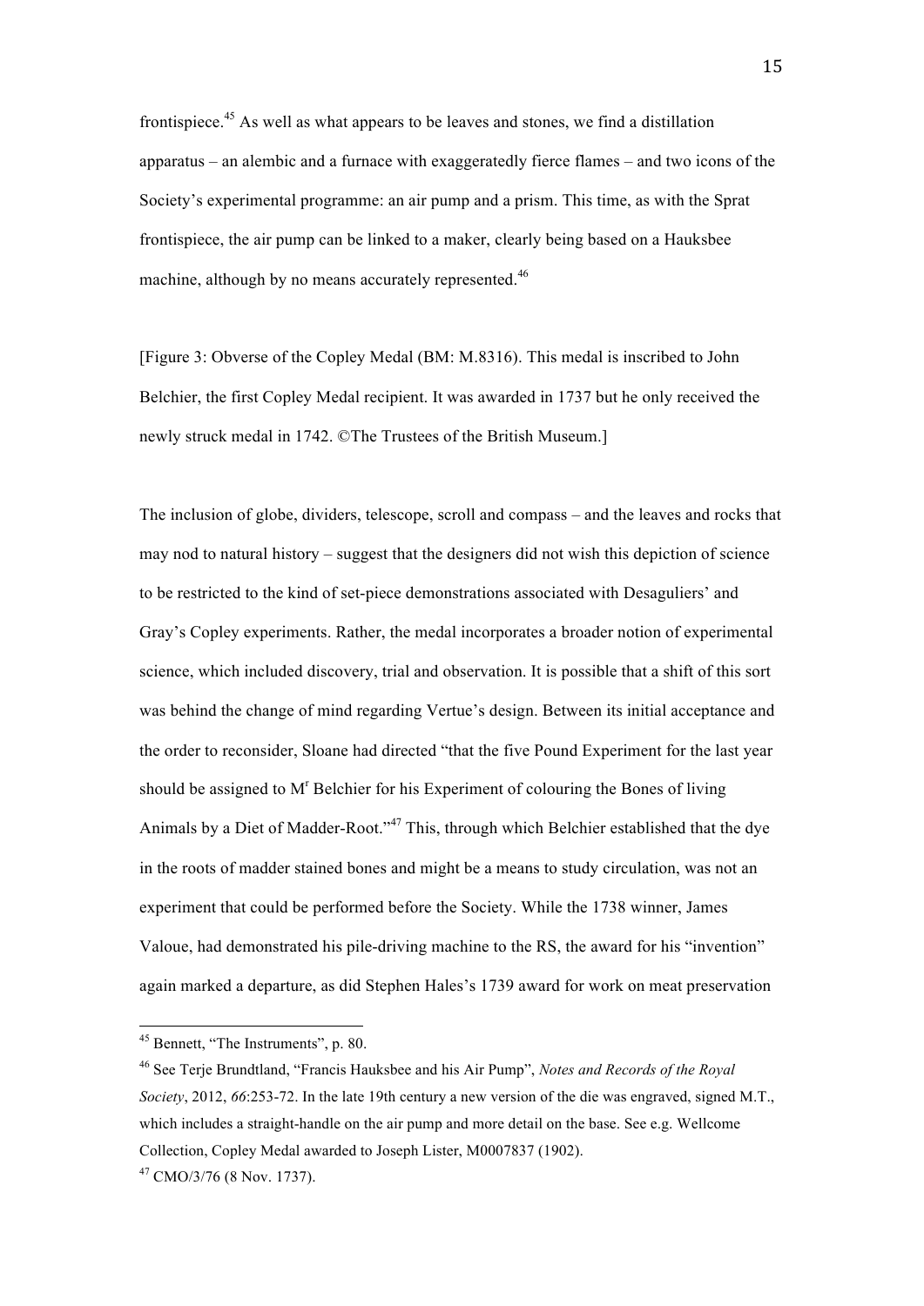frontispiece.[45] As well as what appears to be leaves and stones, we find a distillation apparatus – an alembic and a furnace with exaggeratedly fierce flames – and two icons of the Society's experimental programme: an air pump and a prism. This time, as with the Sprat frontispiece, the air pump can be linked to a maker, clearly being based on a Hauksbee machine, although by no means accurately represented.[46]

[Figure 3: Obverse of the Copley Medal (BM: M.8316). This medal is inscribed to John Belchier, the first Copley Medal recipient. It was awarded in 1737 but he only received the newly struck medal in 1742. ©The Trustees of the British Museum.]

The inclusion of globe, dividers, telescope, scroll and compass – and the leaves and rocks that may nod to natural history – suggest that the designers did not wish this depiction of science to be restricted to the kind of set-piece demonstrations associated with Desaguliers' and Gray's Copley experiments. Rather, the medal incorporates a broader notion of experimental science, which included discovery, trial and observation. It is possible that a shift of this sort was behind the change of mind regarding Vertue's design. Between its initial acceptance and the order to reconsider, Sloane had directed "that the five Pound Experiment for the last year should be assigned to M^r Belchier for his Experiment of colouring the Bones of living Animals by a Diet of Madder-Root."[47] This, through which Belchier established that the dye in the roots of madder stained bones and might be a means to study circulation, was not an experiment that could be performed before the Society. While the 1738 winner, James Valoue, had demonstrated his pile-driving machine to the RS, the award for his "invention" again marked a departure, as did Stephen Hales's 1739 award for work on meat preservation

---

[45] Bennett, "The Instruments", p. 80.

[46] See Terje Brundtland, "Francis Hauksbee and his Air Pump", *Notes and Records of the Royal Society*, 2012, *66*:253-72. In the late 19th century a new version of the die was engraved, signed M.T., which includes a straight-handle on the air pump and more detail on the base. See e.g. Wellcome Collection, Copley Medal awarded to Joseph Lister, M0007837 (1902).

[47] CMO/3/76 (8 Nov. 1737).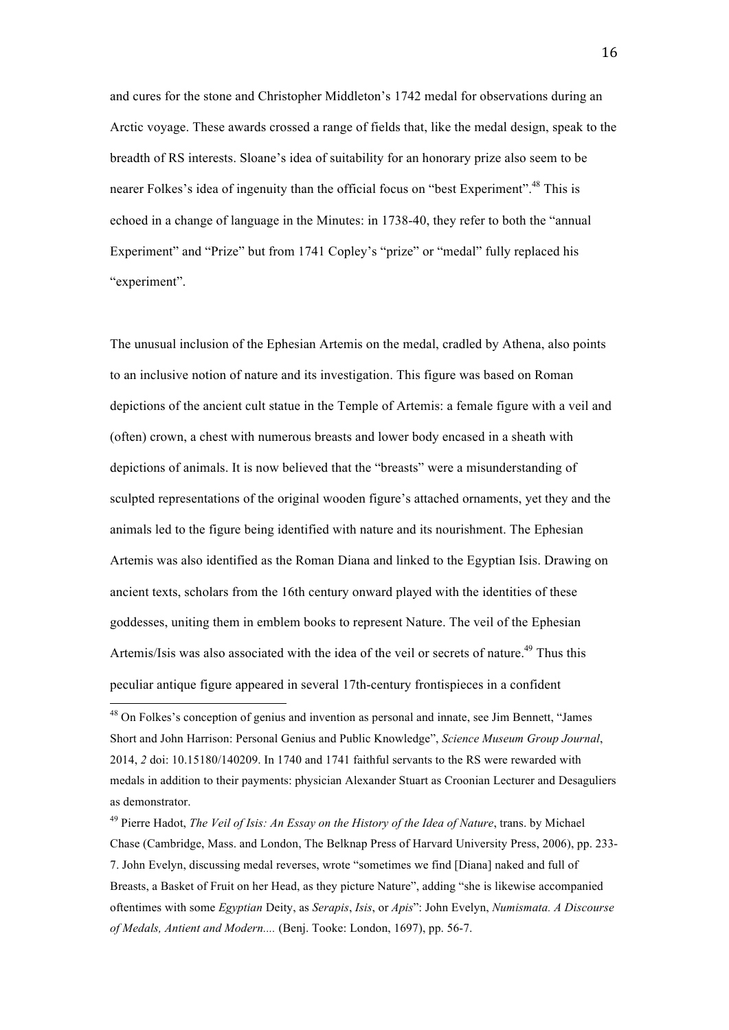and cures for the stone and Christopher Middleton's 1742 medal for observations during an Arctic voyage. These awards crossed a range of fields that, like the medal design, speak to the breadth of RS interests. Sloane's idea of suitability for an honorary prize also seem to be nearer Folkes's idea of ingenuity than the official focus on "best Experiment".[48] This is echoed in a change of language in the Minutes: in 1738-40, they refer to both the "annual Experiment" and "Prize" but from 1741 Copley's "prize" or "medal" fully replaced his "experiment".

The unusual inclusion of the Ephesian Artemis on the medal, cradled by Athena, also points to an inclusive notion of nature and its investigation. This figure was based on Roman depictions of the ancient cult statue in the Temple of Artemis: a female figure with a veil and (often) crown, a chest with numerous breasts and lower body encased in a sheath with depictions of animals. It is now believed that the "breasts" were a misunderstanding of sculpted representations of the original wooden figure's attached ornaments, yet they and the animals led to the figure being identified with nature and its nourishment. The Ephesian Artemis was also identified as the Roman Diana and linked to the Egyptian Isis. Drawing on ancient texts, scholars from the 16th century onward played with the identities of these goddesses, uniting them in emblem books to represent Nature. The veil of the Ephesian Artemis/Isis was also associated with the idea of the veil or secrets of nature.[49] Thus this peculiar antique figure appeared in several 17th-century frontispieces in a confident

---

[48] On Folkes's conception of genius and invention as personal and innate, see Jim Bennett, "James Short and John Harrison: Personal Genius and Public Knowledge", *Science Museum Group Journal*, 2014, *2* doi: 10.15180/140209. In 1740 and 1741 faithful servants to the RS were rewarded with medals in addition to their payments: physician Alexander Stuart as Croonian Lecturer and Desaguliers as demonstrator.

[49] Pierre Hadot, *The Veil of Isis: An Essay on the History of the Idea of Nature*, trans. by Michael Chase (Cambridge, Mass. and London, The Belknap Press of Harvard University Press, 2006), pp. 233-7. John Evelyn, discussing medal reverses, wrote "sometimes we find [Diana] naked and full of Breasts, a Basket of Fruit on her Head, as they picture Nature", adding "she is likewise accompanied oftentimes with some *Egyptian* Deity, as *Serapis*, *Isis*, or *Apis*": John Evelyn, *Numismata. A Discourse of Medals, Antient and Modern....* (Benj. Tooke: London, 1697), pp. 56-7.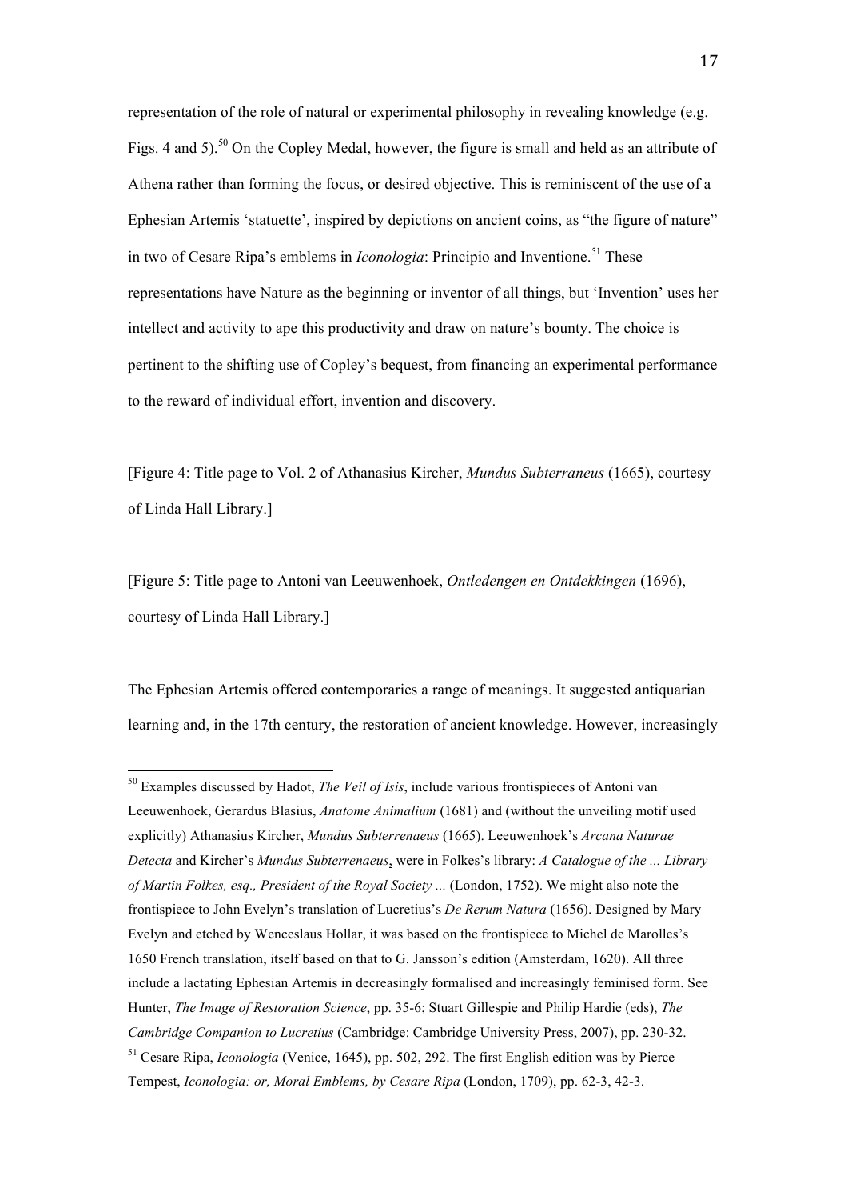representation of the role of natural or experimental philosophy in revealing knowledge (e.g. Figs. 4 and 5).[50] On the Copley Medal, however, the figure is small and held as an attribute of Athena rather than forming the focus, or desired objective. This is reminiscent of the use of a Ephesian Artemis 'statuette', inspired by depictions on ancient coins, as "the figure of nature" in two of Cesare Ripa's emblems in *Iconologia*: Principio and Inventione.[51] These representations have Nature as the beginning or inventor of all things, but 'Invention' uses her intellect and activity to ape this productivity and draw on nature's bounty. The choice is pertinent to the shifting use of Copley's bequest, from financing an experimental performance to the reward of individual effort, invention and discovery.

[Figure 4: Title page to Vol. 2 of Athanasius Kircher, *Mundus Subterraneus* (1665), courtesy of Linda Hall Library.]

[Figure 5: Title page to Antoni van Leeuwenhoek, *Ontledengen en Ontdekkingen* (1696), courtesy of Linda Hall Library.]

The Ephesian Artemis offered contemporaries a range of meanings. It suggested antiquarian learning and, in the 17th century, the restoration of ancient knowledge. However, increasingly

---

[50] Examples discussed by Hadot, *The Veil of Isis*, include various frontispieces of Antoni van Leeuwenhoek, Gerardus Blasius, *Anatome Animalium* (1681) and (without the unveiling motif used explicitly) Athanasius Kircher, *Mundus Subterrenaeus* (1665). Leeuwenhoek's *Arcana Naturae Detecta* and Kircher's *Mundus Subterrenaeus*, were in Folkes's library: *A Catalogue of the ... Library of Martin Folkes, esq., President of the Royal Society ...* (London, 1752). We might also note the frontispiece to John Evelyn's translation of Lucretius's *De Rerum Natura* (1656). Designed by Mary Evelyn and etched by Wenceslaus Hollar, it was based on the frontispiece to Michel de Marolles's 1650 French translation, itself based on that to G. Jansson's edition (Amsterdam, 1620). All three include a lactating Ephesian Artemis in decreasingly formalised and increasingly feminised form. See Hunter, *The Image of Restoration Science*, pp. 35-6; Stuart Gillespie and Philip Hardie (eds), *The Cambridge Companion to Lucretius* (Cambridge: Cambridge University Press, 2007), pp. 230-32.

[51] Cesare Ripa, *Iconologia* (Venice, 1645), pp. 502, 292. The first English edition was by Pierce Tempest, *Iconologia: or, Moral Emblems, by Cesare Ripa* (London, 1709), pp. 62-3, 42-3.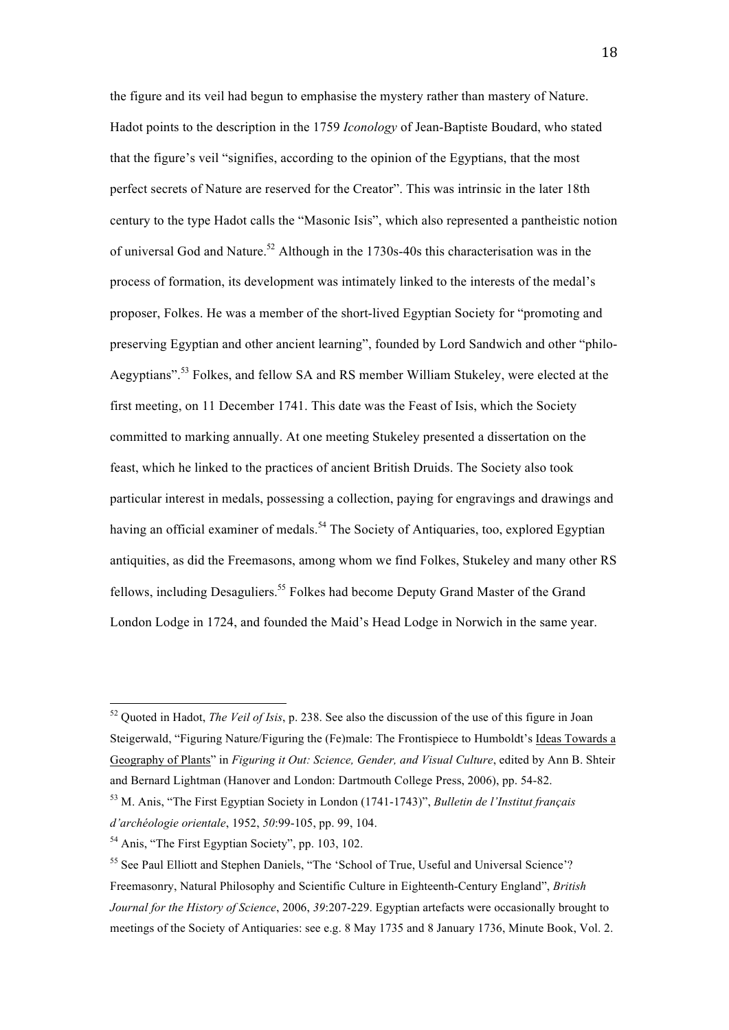the figure and its veil had begun to emphasise the mystery rather than mastery of Nature. Hadot points to the description in the 1759 *Iconology* of Jean-Baptiste Boudard, who stated that the figure's veil "signifies, according to the opinion of the Egyptians, that the most perfect secrets of Nature are reserved for the Creator". This was intrinsic in the later 18th century to the type Hadot calls the "Masonic Isis", which also represented a pantheistic notion of universal God and Nature.[52] Although in the 1730s-40s this characterisation was in the process of formation, its development was intimately linked to the interests of the medal's proposer, Folkes. He was a member of the short-lived Egyptian Society for "promoting and preserving Egyptian and other ancient learning", founded by Lord Sandwich and other "philo-Aegyptians".[53] Folkes, and fellow SA and RS member William Stukeley, were elected at the first meeting, on 11 December 1741. This date was the Feast of Isis, which the Society committed to marking annually. At one meeting Stukeley presented a dissertation on the feast, which he linked to the practices of ancient British Druids. The Society also took particular interest in medals, possessing a collection, paying for engravings and drawings and having an official examiner of medals.[54] The Society of Antiquaries, too, explored Egyptian antiquities, as did the Freemasons, among whom we find Folkes, Stukeley and many other RS fellows, including Desaguliers.[55] Folkes had become Deputy Grand Master of the Grand London Lodge in 1724, and founded the Maid's Head Lodge in Norwich in the same year.

---

[52] Quoted in Hadot, *The Veil of Isis*, p. 238. See also the discussion of the use of this figure in Joan Steigerwald, "Figuring Nature/Figuring the (Fe)male: The Frontispiece to Humboldt's Ideas Towards a Geography of Plants" in *Figuring it Out: Science, Gender, and Visual Culture*, edited by Ann B. Shteir and Bernard Lightman (Hanover and London: Dartmouth College Press, 2006), pp. 54-82.

[53] M. Anis, "The First Egyptian Society in London (1741-1743)", *Bulletin de l'Institut français d'archéologie orientale*, 1952, *50*:99-105, pp. 99, 104.

[54] Anis, "The First Egyptian Society", pp. 103, 102.

[55] See Paul Elliott and Stephen Daniels, "The 'School of True, Useful and Universal Science'? Freemasonry, Natural Philosophy and Scientific Culture in Eighteenth-Century England", *British Journal for the History of Science*, 2006, *39*:207-229. Egyptian artefacts were occasionally brought to meetings of the Society of Antiquaries: see e.g. 8 May 1735 and 8 January 1736, Minute Book, Vol. 2.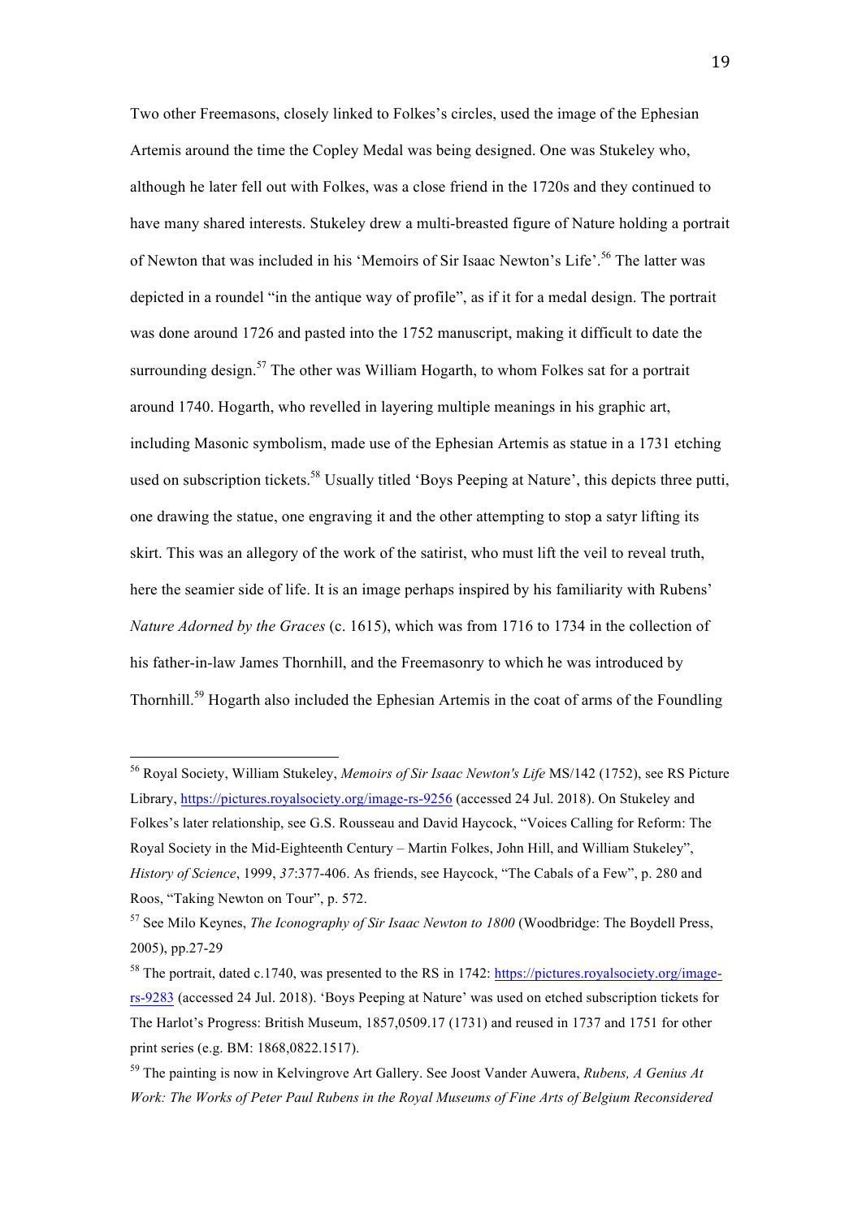Two other Freemasons, closely linked to Folkes's circles, used the image of the Ephesian Artemis around the time the Copley Medal was being designed. One was Stukeley who, although he later fell out with Folkes, was a close friend in the 1720s and they continued to have many shared interests. Stukeley drew a multi-breasted figure of Nature holding a portrait of Newton that was included in his 'Memoirs of Sir Isaac Newton's Life'.[56] The latter was depicted in a roundel "in the antique way of profile", as if it for a medal design. The portrait was done around 1726 and pasted into the 1752 manuscript, making it difficult to date the surrounding design.[57] The other was William Hogarth, to whom Folkes sat for a portrait around 1740. Hogarth, who revelled in layering multiple meanings in his graphic art, including Masonic symbolism, made use of the Ephesian Artemis as statue in a 1731 etching used on subscription tickets.[58] Usually titled 'Boys Peeping at Nature', this depicts three putti, one drawing the statue, one engraving it and the other attempting to stop a satyr lifting its skirt. This was an allegory of the work of the satirist, who must lift the veil to reveal truth, here the seamier side of life. It is an image perhaps inspired by his familiarity with Rubens' *Nature Adorned by the Graces* (c. 1615), which was from 1716 to 1734 in the collection of his father-in-law James Thornhill, and the Freemasonry to which he was introduced by Thornhill.[59] Hogarth also included the Ephesian Artemis in the coat of arms of the Foundling

---

[56] Royal Society, William Stukeley, *Memoirs of Sir Isaac Newton's Life* MS/142 (1752), see RS Picture Library, https://pictures.royalsociety.org/image-rs-9256 (accessed 24 Jul. 2018). On Stukeley and Folkes's later relationship, see G.S. Rousseau and David Haycock, "Voices Calling for Reform: The Royal Society in the Mid-Eighteenth Century – Martin Folkes, John Hill, and William Stukeley", *History of Science*, 1999, *37*:377-406. As friends, see Haycock, "The Cabals of a Few", p. 280 and Roos, "Taking Newton on Tour", p. 572.

[57] See Milo Keynes, *The Iconography of Sir Isaac Newton to 1800* (Woodbridge: The Boydell Press, 2005), pp.27-29

[58] The portrait, dated c.1740, was presented to the RS in 1742: https://pictures.royalsociety.org/image-rs-9283 (accessed 24 Jul. 2018). 'Boys Peeping at Nature' was used on etched subscription tickets for The Harlot's Progress: British Museum, 1857,0509.17 (1731) and reused in 1737 and 1751 for other print series (e.g. BM: 1868,0822.1517).

[59] The painting is now in Kelvingrove Art Gallery. See Joost Vander Auwera, *Rubens, A Genius At Work: The Works of Peter Paul Rubens in the Royal Museums of Fine Arts of Belgium Reconsidered*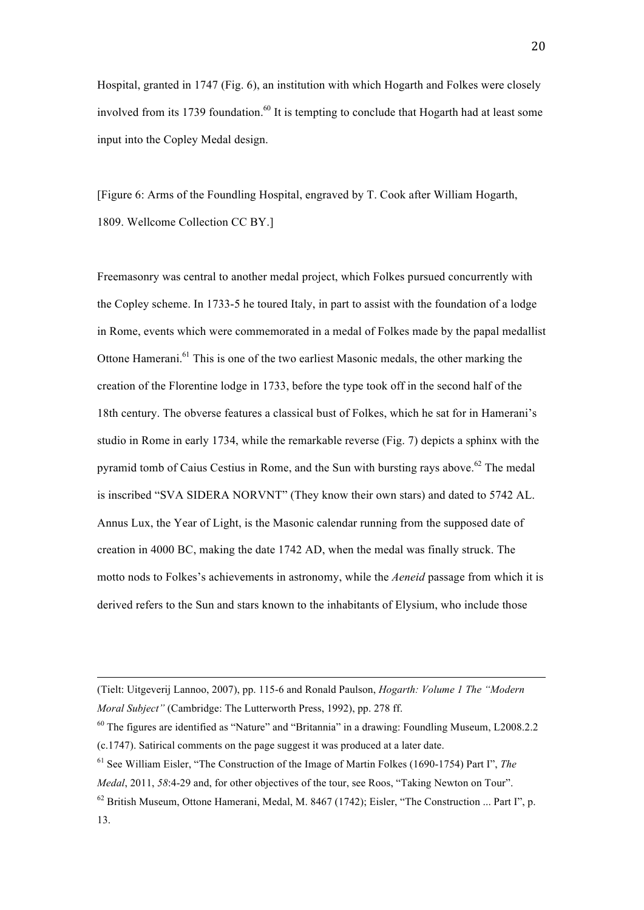Hospital, granted in 1747 (Fig. 6), an institution with which Hogarth and Folkes were closely involved from its 1739 foundation.[60] It is tempting to conclude that Hogarth had at least some input into the Copley Medal design.

[Figure 6: Arms of the Foundling Hospital, engraved by T. Cook after William Hogarth, 1809. Wellcome Collection CC BY.]

Freemasonry was central to another medal project, which Folkes pursued concurrently with the Copley scheme. In 1733-5 he toured Italy, in part to assist with the foundation of a lodge in Rome, events which were commemorated in a medal of Folkes made by the papal medallist Ottone Hamerani.[61] This is one of the two earliest Masonic medals, the other marking the creation of the Florentine lodge in 1733, before the type took off in the second half of the 18th century. The obverse features a classical bust of Folkes, which he sat for in Hamerani's studio in Rome in early 1734, while the remarkable reverse (Fig. 7) depicts a sphinx with the pyramid tomb of Caius Cestius in Rome, and the Sun with bursting rays above.[62] The medal is inscribed "SVA SIDERA NORVNT" (They know their own stars) and dated to 5742 AL. Annus Lux, the Year of Light, is the Masonic calendar running from the supposed date of creation in 4000 BC, making the date 1742 AD, when the medal was finally struck. The motto nods to Folkes's achievements in astronomy, while the *Aeneid* passage from which it is derived refers to the Sun and stars known to the inhabitants of Elysium, who include those

---

(Tielt: Uitgeverij Lannoo, 2007), pp. 115-6 and Ronald Paulson, *Hogarth: Volume 1 The "Modern Moral Subject"* (Cambridge: The Lutterworth Press, 1992), pp. 278 ff.

[60] The figures are identified as "Nature" and "Britannia" in a drawing: Foundling Museum, L2008.2.2 (c.1747). Satirical comments on the page suggest it was produced at a later date.

[61] See William Eisler, "The Construction of the Image of Martin Folkes (1690-1754) Part I", *The Medal*, 2011, *58*:4-29 and, for other objectives of the tour, see Roos, "Taking Newton on Tour".

[62] British Museum, Ottone Hamerani, Medal, M. 8467 (1742); Eisler, "The Construction ... Part I", p. 13.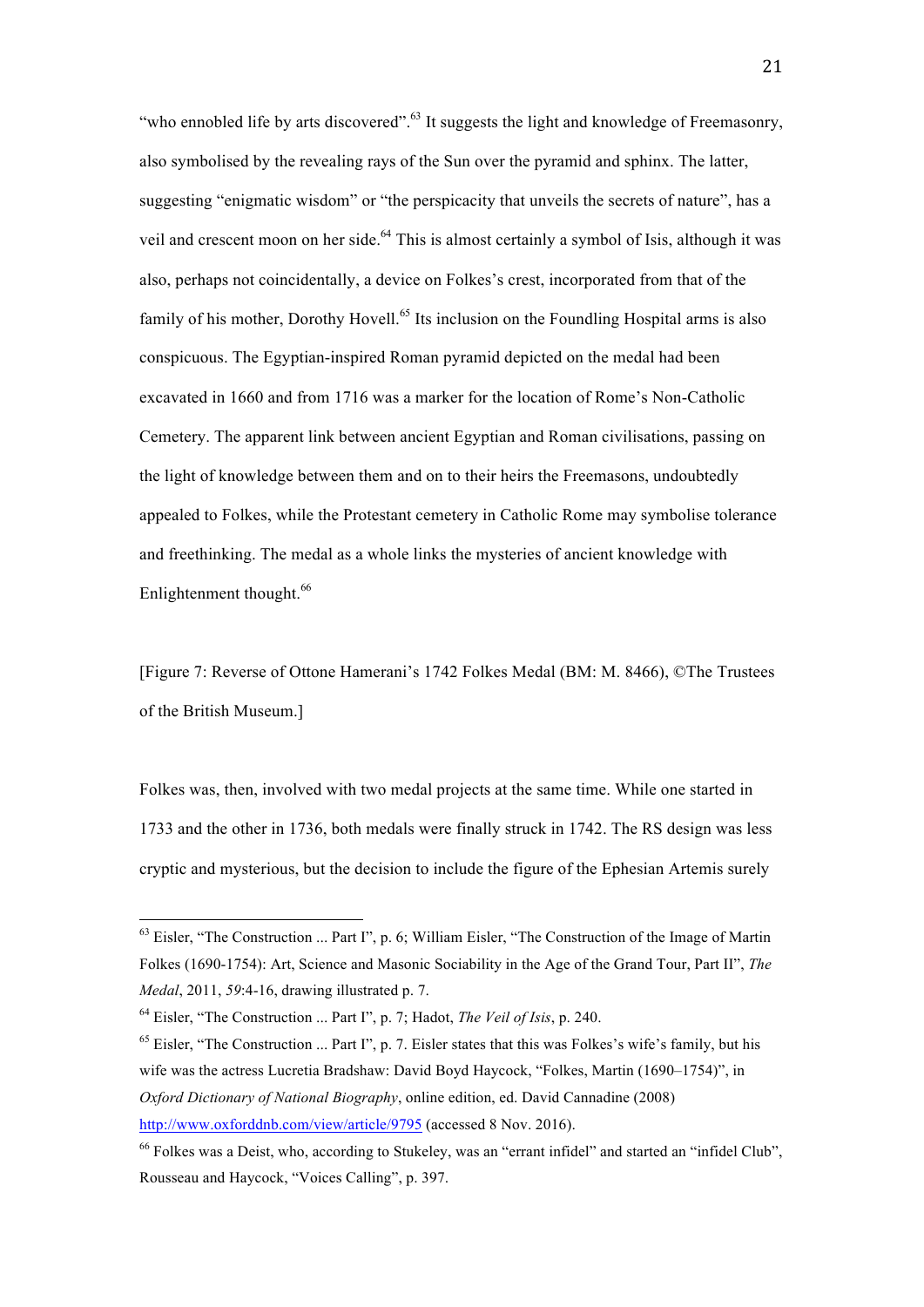"who ennobled life by arts discovered".[63] It suggests the light and knowledge of Freemasonry, also symbolised by the revealing rays of the Sun over the pyramid and sphinx. The latter, suggesting "enigmatic wisdom" or "the perspicacity that unveils the secrets of nature", has a veil and crescent moon on her side.[64] This is almost certainly a symbol of Isis, although it was also, perhaps not coincidentally, a device on Folkes's crest, incorporated from that of the family of his mother, Dorothy Hovell.[65] Its inclusion on the Foundling Hospital arms is also conspicuous. The Egyptian-inspired Roman pyramid depicted on the medal had been excavated in 1660 and from 1716 was a marker for the location of Rome's Non-Catholic Cemetery. The apparent link between ancient Egyptian and Roman civilisations, passing on the light of knowledge between them and on to their heirs the Freemasons, undoubtedly appealed to Folkes, while the Protestant cemetery in Catholic Rome may symbolise tolerance and freethinking. The medal as a whole links the mysteries of ancient knowledge with Enlightenment thought.[66]

[Figure 7: Reverse of Ottone Hamerani's 1742 Folkes Medal (BM: M. 8466), ©The Trustees of the British Museum.]

Folkes was, then, involved with two medal projects at the same time. While one started in 1733 and the other in 1736, both medals were finally struck in 1742. The RS design was less cryptic and mysterious, but the decision to include the figure of the Ephesian Artemis surely

---

[63] Eisler, "The Construction ... Part I", p. 6; William Eisler, "The Construction of the Image of Martin Folkes (1690-1754): Art, Science and Masonic Sociability in the Age of the Grand Tour, Part II", *The Medal*, 2011, *59*:4-16, drawing illustrated p. 7.

[64] Eisler, "The Construction ... Part I", p. 7; Hadot, *The Veil of Isis*, p. 240.

[65] Eisler, "The Construction ... Part I", p. 7. Eisler states that this was Folkes's wife's family, but his wife was the actress Lucretia Bradshaw: David Boyd Haycock, "Folkes, Martin (1690–1754)", in *Oxford Dictionary of National Biography*, online edition, ed. David Cannadine (2008) http://www.oxforddnb.com/view/article/9795 (accessed 8 Nov. 2016).

[66] Folkes was a Deist, who, according to Stukeley, was an "errant infidel" and started an "infidel Club", Rousseau and Haycock, "Voices Calling", p. 397.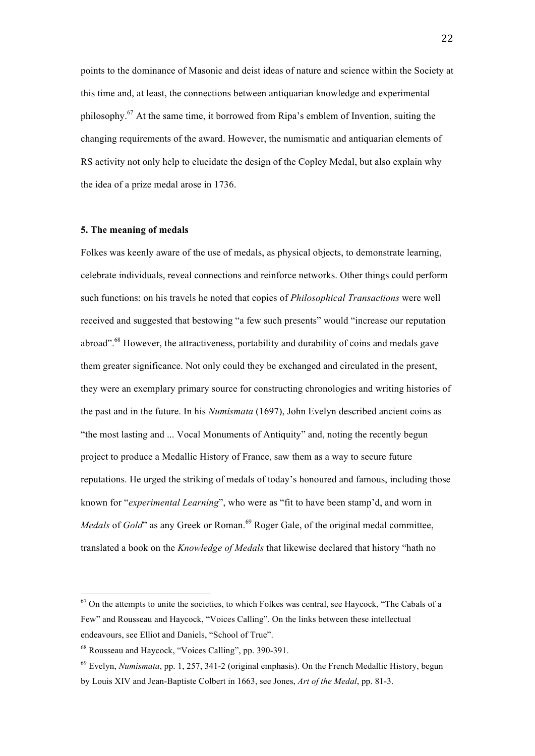points to the dominance of Masonic and deist ideas of nature and science within the Society at this time and, at least, the connections between antiquarian knowledge and experimental philosophy.[67] At the same time, it borrowed from Ripa's emblem of Invention, suiting the changing requirements of the award. However, the numismatic and antiquarian elements of RS activity not only help to elucidate the design of the Copley Medal, but also explain why the idea of a prize medal arose in 1736.

### 5. The meaning of medals

Folkes was keenly aware of the use of medals, as physical objects, to demonstrate learning, celebrate individuals, reveal connections and reinforce networks. Other things could perform such functions: on his travels he noted that copies of *Philosophical Transactions* were well received and suggested that bestowing "a few such presents" would "increase our reputation abroad".[68] However, the attractiveness, portability and durability of coins and medals gave them greater significance. Not only could they be exchanged and circulated in the present, they were an exemplary primary source for constructing chronologies and writing histories of the past and in the future. In his *Numismata* (1697), John Evelyn described ancient coins as "the most lasting and ... Vocal Monuments of Antiquity" and, noting the recently begun project to produce a Medallic History of France, saw them as a way to secure future reputations. He urged the striking of medals of today's honoured and famous, including those known for "*experimental Learning*", who were as "fit to have been stamp'd, and worn in *Medals* of *Gold*" as any Greek or Roman.[69] Roger Gale, of the original medal committee, translated a book on the *Knowledge of Medals* that likewise declared that history "hath no

---

[67] On the attempts to unite the societies, to which Folkes was central, see Haycock, "The Cabals of a Few" and Rousseau and Haycock, "Voices Calling". On the links between these intellectual endeavours, see Elliot and Daniels, "School of True".

[68] Rousseau and Haycock, "Voices Calling", pp. 390-391.

[69] Evelyn, *Numismata*, pp. 1, 257, 341-2 (original emphasis). On the French Medallic History, begun by Louis XIV and Jean-Baptiste Colbert in 1663, see Jones, *Art of the Medal*, pp. 81-3.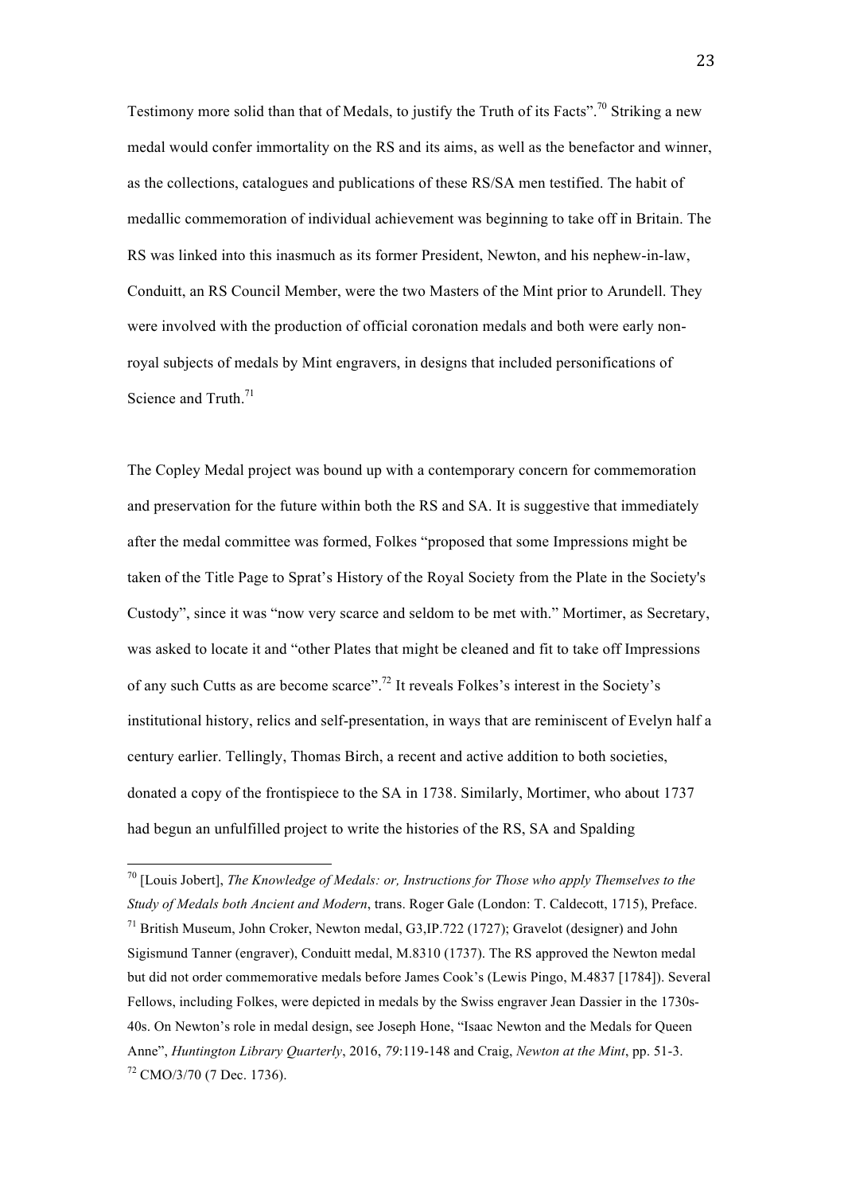Testimony more solid than that of Medals, to justify the Truth of its Facts".[70] Striking a new medal would confer immortality on the RS and its aims, as well as the benefactor and winner, as the collections, catalogues and publications of these RS/SA men testified. The habit of medallic commemoration of individual achievement was beginning to take off in Britain. The RS was linked into this inasmuch as its former President, Newton, and his nephew-in-law, Conduitt, an RS Council Member, were the two Masters of the Mint prior to Arundell. They were involved with the production of official coronation medals and both were early non-royal subjects of medals by Mint engravers, in designs that included personifications of Science and Truth.[71]

The Copley Medal project was bound up with a contemporary concern for commemoration and preservation for the future within both the RS and SA. It is suggestive that immediately after the medal committee was formed, Folkes "proposed that some Impressions might be taken of the Title Page to Sprat's History of the Royal Society from the Plate in the Society's Custody", since it was "now very scarce and seldom to be met with." Mortimer, as Secretary, was asked to locate it and "other Plates that might be cleaned and fit to take off Impressions of any such Cutts as are become scarce".[72] It reveals Folkes's interest in the Society's institutional history, relics and self-presentation, in ways that are reminiscent of Evelyn half a century earlier. Tellingly, Thomas Birch, a recent and active addition to both societies, donated a copy of the frontispiece to the SA in 1738. Similarly, Mortimer, who about 1737 had begun an unfulfilled project to write the histories of the RS, SA and Spalding

---

[70] [Louis Jobert], *The Knowledge of Medals: or, Instructions for Those who apply Themselves to the Study of Medals both Ancient and Modern*, trans. Roger Gale (London: T. Caldecott, 1715), Preface.

[71] British Museum, John Croker, Newton medal, G3,IP.722 (1727); Gravelot (designer) and John Sigismund Tanner (engraver), Conduitt medal, M.8310 (1737). The RS approved the Newton medal but did not order commemorative medals before James Cook's (Lewis Pingo, M.4837 [1784]). Several Fellows, including Folkes, were depicted in medals by the Swiss engraver Jean Dassier in the 1730s-40s. On Newton's role in medal design, see Joseph Hone, "Isaac Newton and the Medals for Queen Anne", *Huntington Library Quarterly*, 2016, *79*:119-148 and Craig, *Newton at the Mint*, pp. 51-3.

[72] CMO/3/70 (7 Dec. 1736).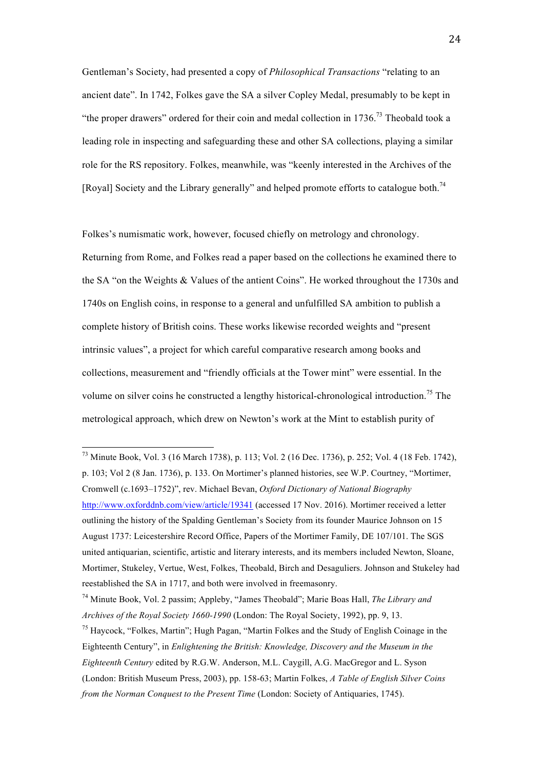Gentleman's Society, had presented a copy of *Philosophical Transactions* "relating to an ancient date". In 1742, Folkes gave the SA a silver Copley Medal, presumably to be kept in "the proper drawers" ordered for their coin and medal collection in 1736.[73] Theobald took a leading role in inspecting and safeguarding these and other SA collections, playing a similar role for the RS repository. Folkes, meanwhile, was "keenly interested in the Archives of the [Royal] Society and the Library generally" and helped promote efforts to catalogue both.[74]

Folkes's numismatic work, however, focused chiefly on metrology and chronology. Returning from Rome, and Folkes read a paper based on the collections he examined there to the SA "on the Weights & Values of the antient Coins". He worked throughout the 1730s and 1740s on English coins, in response to a general and unfulfilled SA ambition to publish a complete history of British coins. These works likewise recorded weights and "present intrinsic values", a project for which careful comparative research among books and collections, measurement and "friendly officials at the Tower mint" were essential. In the volume on silver coins he constructed a lengthy historical-chronological introduction.[75] The metrological approach, which drew on Newton's work at the Mint to establish purity of

---

[73] Minute Book, Vol. 3 (16 March 1738), p. 113; Vol. 2 (16 Dec. 1736), p. 252; Vol. 4 (18 Feb. 1742), p. 103; Vol 2 (8 Jan. 1736), p. 133. On Mortimer's planned histories, see W.P. Courtney, "Mortimer, Cromwell (c.1693–1752)", rev. Michael Bevan, *Oxford Dictionary of National Biography* http://www.oxforddnb.com/view/article/19341 (accessed 17 Nov. 2016). Mortimer received a letter outlining the history of the Spalding Gentleman's Society from its founder Maurice Johnson on 15 August 1737: Leicestershire Record Office, Papers of the Mortimer Family, DE 107/101. The SGS united antiquarian, scientific, artistic and literary interests, and its members included Newton, Sloane, Mortimer, Stukeley, Vertue, West, Folkes, Theobald, Birch and Desaguliers. Johnson and Stukeley had reestablished the SA in 1717, and both were involved in freemasonry.

[74] Minute Book, Vol. 2 passim; Appleby, "James Theobald"; Marie Boas Hall, *The Library and Archives of the Royal Society 1660-1990* (London: The Royal Society, 1992), pp. 9, 13.

[75] Haycock, "Folkes, Martin"; Hugh Pagan, "Martin Folkes and the Study of English Coinage in the Eighteenth Century", in *Enlightening the British: Knowledge, Discovery and the Museum in the Eighteenth Century* edited by R.G.W. Anderson, M.L. Caygill, A.G. MacGregor and L. Syson (London: British Museum Press, 2003), pp. 158-63; Martin Folkes, *A Table of English Silver Coins from the Norman Conquest to the Present Time* (London: Society of Antiquaries, 1745).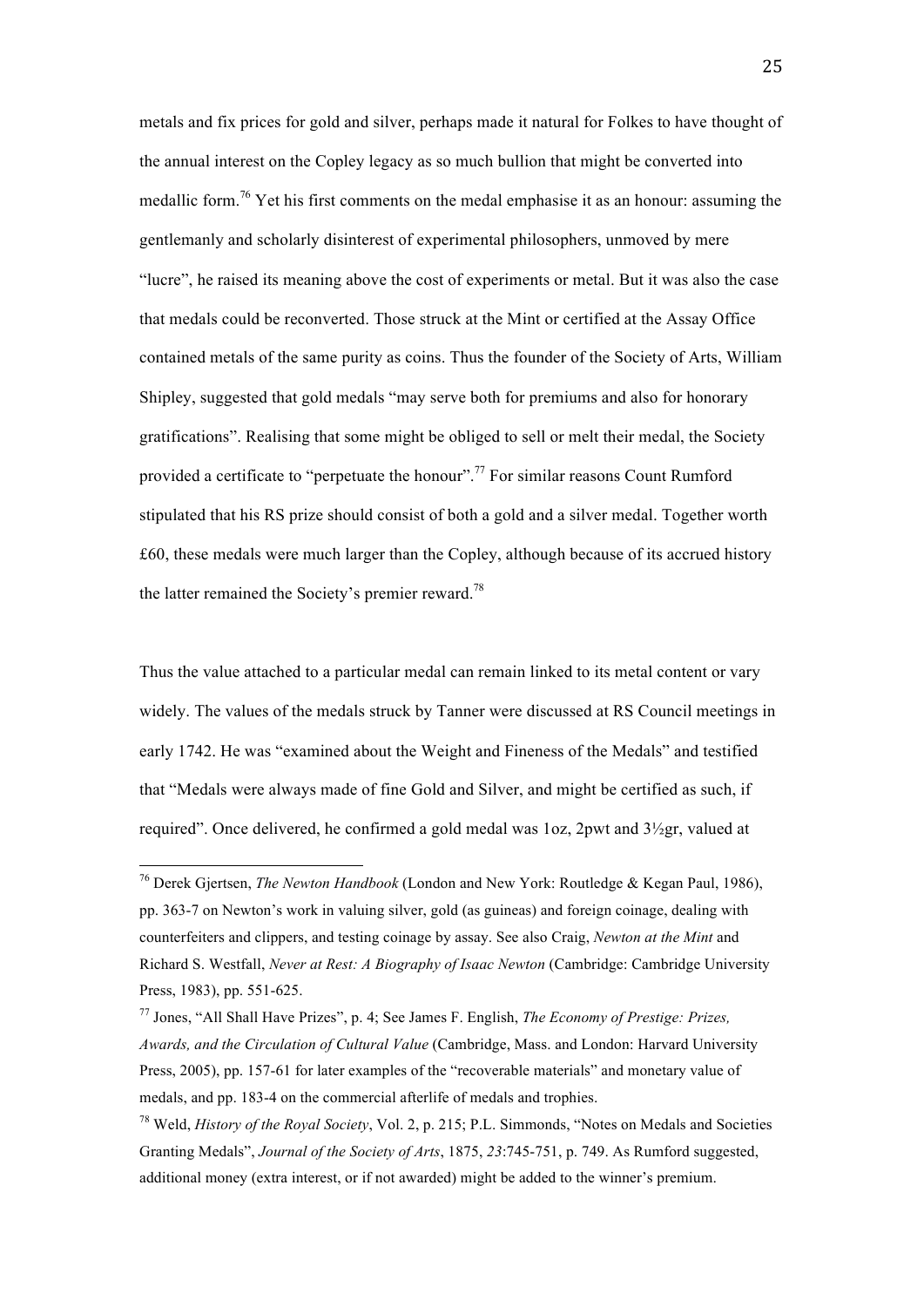metals and fix prices for gold and silver, perhaps made it natural for Folkes to have thought of the annual interest on the Copley legacy as so much bullion that might be converted into medallic form.[76] Yet his first comments on the medal emphasise it as an honour: assuming the gentlemanly and scholarly disinterest of experimental philosophers, unmoved by mere "lucre", he raised its meaning above the cost of experiments or metal. But it was also the case that medals could be reconverted. Those struck at the Mint or certified at the Assay Office contained metals of the same purity as coins. Thus the founder of the Society of Arts, William Shipley, suggested that gold medals "may serve both for premiums and also for honorary gratifications". Realising that some might be obliged to sell or melt their medal, the Society provided a certificate to "perpetuate the honour".[77] For similar reasons Count Rumford stipulated that his RS prize should consist of both a gold and a silver medal. Together worth £60, these medals were much larger than the Copley, although because of its accrued history the latter remained the Society's premier reward.[78]

Thus the value attached to a particular medal can remain linked to its metal content or vary widely. The values of the medals struck by Tanner were discussed at RS Council meetings in early 1742. He was "examined about the Weight and Fineness of the Medals" and testified that "Medals were always made of fine Gold and Silver, and might be certified as such, if required". Once delivered, he confirmed a gold medal was 1oz, 2pwt and 3½gr, valued at

---

[76] Derek Gjertsen, *The Newton Handbook* (London and New York: Routledge & Kegan Paul, 1986), pp. 363-7 on Newton's work in valuing silver, gold (as guineas) and foreign coinage, dealing with counterfeiters and clippers, and testing coinage by assay. See also Craig, *Newton at the Mint* and Richard S. Westfall, *Never at Rest: A Biography of Isaac Newton* (Cambridge: Cambridge University Press, 1983), pp. 551-625.

[77] Jones, "All Shall Have Prizes", p. 4; See James F. English, *The Economy of Prestige: Prizes, Awards, and the Circulation of Cultural Value* (Cambridge, Mass. and London: Harvard University Press, 2005), pp. 157-61 for later examples of the "recoverable materials" and monetary value of medals, and pp. 183-4 on the commercial afterlife of medals and trophies.

[78] Weld, *History of the Royal Society*, Vol. 2, p. 215; P.L. Simmonds, "Notes on Medals and Societies Granting Medals", *Journal of the Society of Arts*, 1875, *23*:745-751, p. 749. As Rumford suggested, additional money (extra interest, or if not awarded) might be added to the winner's premium.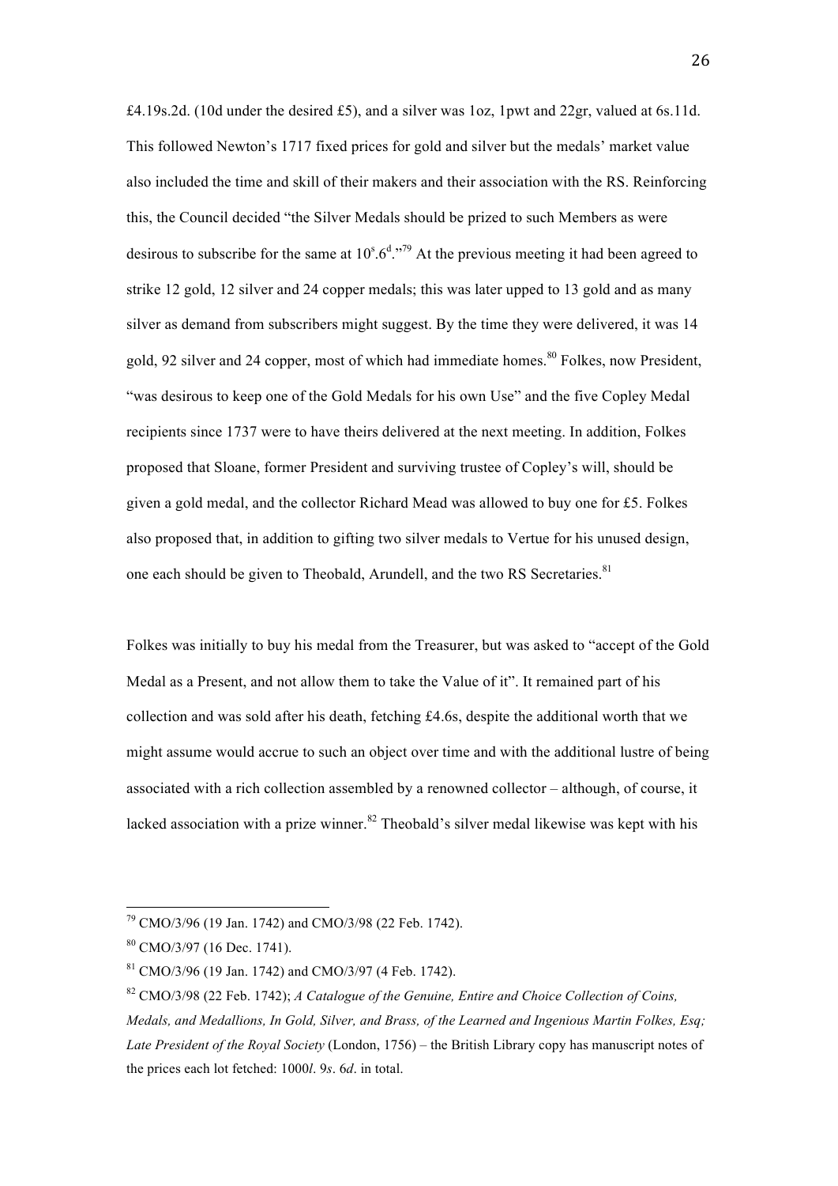£4.19s.2d. (10d under the desired £5), and a silver was 1oz, 1pwt and 22gr, valued at 6s.11d. This followed Newton's 1717 fixed prices for gold and silver but the medals' market value also included the time and skill of their makers and their association with the RS. Reinforcing this, the Council decided "the Silver Medals should be prized to such Members as were desirous to subscribe for the same at 10$^{s}$.6$^{d}$."[79] At the previous meeting it had been agreed to strike 12 gold, 12 silver and 24 copper medals; this was later upped to 13 gold and as many silver as demand from subscribers might suggest. By the time they were delivered, it was 14 gold, 92 silver and 24 copper, most of which had immediate homes.[80] Folkes, now President, "was desirous to keep one of the Gold Medals for his own Use" and the five Copley Medal recipients since 1737 were to have theirs delivered at the next meeting. In addition, Folkes proposed that Sloane, former President and surviving trustee of Copley's will, should be given a gold medal, and the collector Richard Mead was allowed to buy one for £5. Folkes also proposed that, in addition to gifting two silver medals to Vertue for his unused design, one each should be given to Theobald, Arundell, and the two RS Secretaries.[81]

Folkes was initially to buy his medal from the Treasurer, but was asked to "accept of the Gold Medal as a Present, and not allow them to take the Value of it". It remained part of his collection and was sold after his death, fetching £4.6s, despite the additional worth that we might assume would accrue to such an object over time and with the additional lustre of being associated with a rich collection assembled by a renowned collector – although, of course, it lacked association with a prize winner.[82] Theobald's silver medal likewise was kept with his

---

[79] CMO/3/96 (19 Jan. 1742) and CMO/3/98 (22 Feb. 1742).

[80] CMO/3/97 (16 Dec. 1741).

[81] CMO/3/96 (19 Jan. 1742) and CMO/3/97 (4 Feb. 1742).

[82] CMO/3/98 (22 Feb. 1742); *A Catalogue of the Genuine, Entire and Choice Collection of Coins, Medals, and Medallions, In Gold, Silver, and Brass, of the Learned and Ingenious Martin Folkes, Esq; Late President of the Royal Society* (London, 1756) – the British Library copy has manuscript notes of the prices each lot fetched: 1000*l*. 9*s*. 6*d*. in total.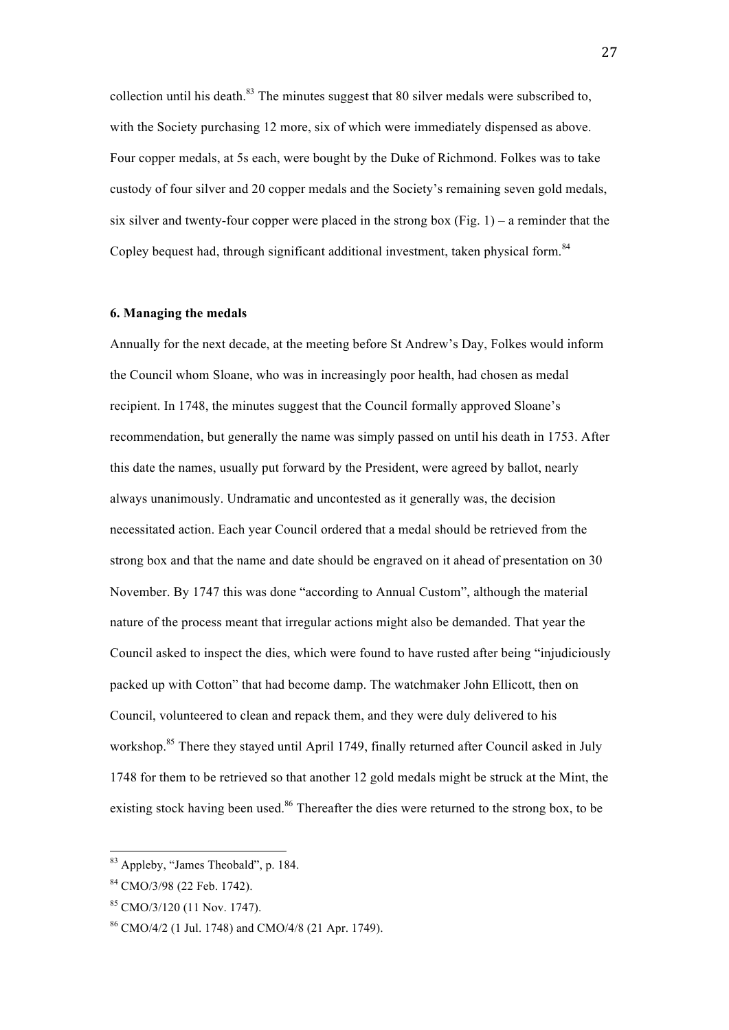collection until his death.[83] The minutes suggest that 80 silver medals were subscribed to, with the Society purchasing 12 more, six of which were immediately dispensed as above. Four copper medals, at 5s each, were bought by the Duke of Richmond. Folkes was to take custody of four silver and 20 copper medals and the Society's remaining seven gold medals, six silver and twenty-four copper were placed in the strong box (Fig. 1) – a reminder that the Copley bequest had, through significant additional investment, taken physical form.[84]

## 6. Managing the medals

Annually for the next decade, at the meeting before St Andrew's Day, Folkes would inform the Council whom Sloane, who was in increasingly poor health, had chosen as medal recipient. In 1748, the minutes suggest that the Council formally approved Sloane's recommendation, but generally the name was simply passed on until his death in 1753. After this date the names, usually put forward by the President, were agreed by ballot, nearly always unanimously. Undramatic and uncontested as it generally was, the decision necessitated action. Each year Council ordered that a medal should be retrieved from the strong box and that the name and date should be engraved on it ahead of presentation on 30 November. By 1747 this was done "according to Annual Custom", although the material nature of the process meant that irregular actions might also be demanded. That year the Council asked to inspect the dies, which were found to have rusted after being "injudiciously packed up with Cotton" that had become damp. The watchmaker John Ellicott, then on Council, volunteered to clean and repack them, and they were duly delivered to his workshop.[85] There they stayed until April 1749, finally returned after Council asked in July 1748 for them to be retrieved so that another 12 gold medals might be struck at the Mint, the existing stock having been used.[86] Thereafter the dies were returned to the strong box, to be

---

[83] Appleby, "James Theobald", p. 184.

[84] CMO/3/98 (22 Feb. 1742).

[85] CMO/3/120 (11 Nov. 1747).

[86] CMO/4/2 (1 Jul. 1748) and CMO/4/8 (21 Apr. 1749).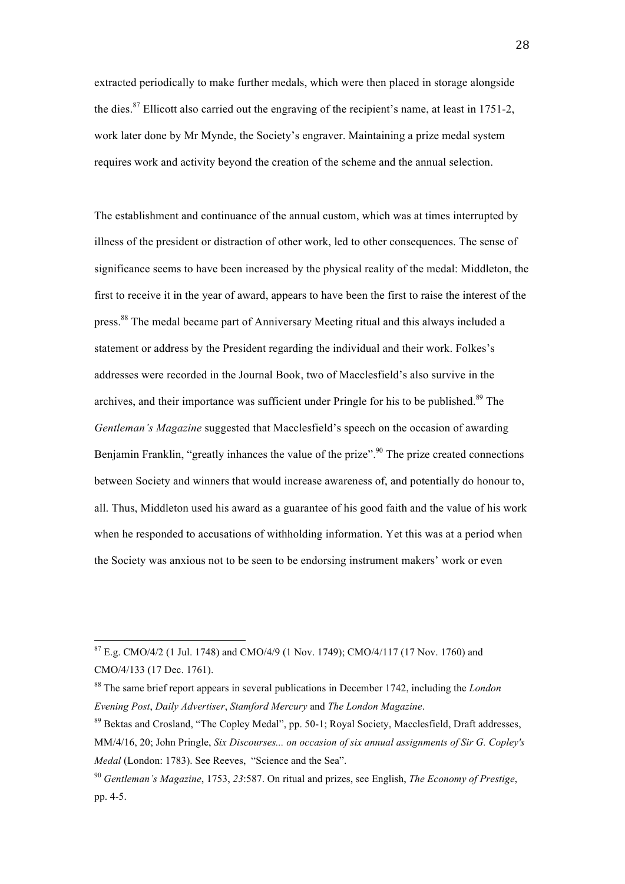extracted periodically to make further medals, which were then placed in storage alongside the dies.[87] Ellicott also carried out the engraving of the recipient's name, at least in 1751-2, work later done by Mr Mynde, the Society's engraver. Maintaining a prize medal system requires work and activity beyond the creation of the scheme and the annual selection.

The establishment and continuance of the annual custom, which was at times interrupted by illness of the president or distraction of other work, led to other consequences. The sense of significance seems to have been increased by the physical reality of the medal: Middleton, the first to receive it in the year of award, appears to have been the first to raise the interest of the press.[88] The medal became part of Anniversary Meeting ritual and this always included a statement or address by the President regarding the individual and their work. Folkes's addresses were recorded in the Journal Book, two of Macclesfield's also survive in the archives, and their importance was sufficient under Pringle for his to be published.[89] The *Gentleman's Magazine* suggested that Macclesfield's speech on the occasion of awarding Benjamin Franklin, "greatly inhances the value of the prize".[90] The prize created connections between Society and winners that would increase awareness of, and potentially do honour to, all. Thus, Middleton used his award as a guarantee of his good faith and the value of his work when he responded to accusations of withholding information. Yet this was at a period when the Society was anxious not to be seen to be endorsing instrument makers' work or even

---

[87] E.g. CMO/4/2 (1 Jul. 1748) and CMO/4/9 (1 Nov. 1749); CMO/4/117 (17 Nov. 1760) and CMO/4/133 (17 Dec. 1761).

[88] The same brief report appears in several publications in December 1742, including the *London Evening Post*, *Daily Advertiser*, *Stamford Mercury* and *The London Magazine*.

[89] Bektas and Crosland, "The Copley Medal", pp. 50-1; Royal Society, Macclesfield, Draft addresses, MM/4/16, 20; John Pringle, *Six Discourses... on occasion of six annual assignments of Sir G. Copley's Medal* (London: 1783). See Reeves, "Science and the Sea".

[90] *Gentleman's Magazine*, 1753, *23*:587. On ritual and prizes, see English, *The Economy of Prestige*, pp. 4-5.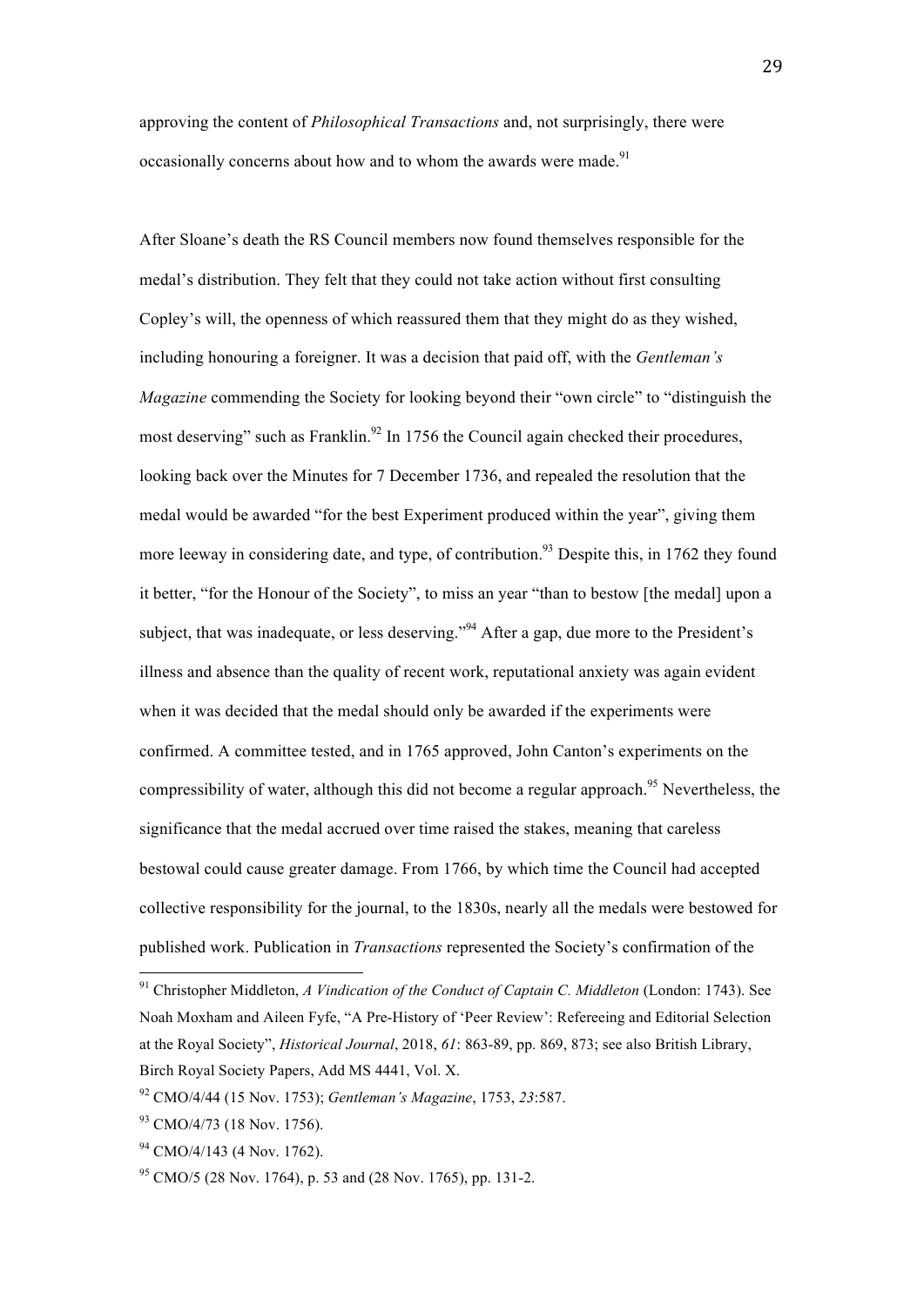approving the content of *Philosophical Transactions* and, not surprisingly, there were occasionally concerns about how and to whom the awards were made.[91]

After Sloane's death the RS Council members now found themselves responsible for the medal's distribution. They felt that they could not take action without first consulting Copley's will, the openness of which reassured them that they might do as they wished, including honouring a foreigner. It was a decision that paid off, with the *Gentleman's Magazine* commending the Society for looking beyond their "own circle" to "distinguish the most deserving" such as Franklin.[92] In 1756 the Council again checked their procedures, looking back over the Minutes for 7 December 1736, and repealed the resolution that the medal would be awarded "for the best Experiment produced within the year", giving them more leeway in considering date, and type, of contribution.[93] Despite this, in 1762 they found it better, "for the Honour of the Society", to miss an year "than to bestow [the medal] upon a subject, that was inadequate, or less deserving."[94] After a gap, due more to the President's illness and absence than the quality of recent work, reputational anxiety was again evident when it was decided that the medal should only be awarded if the experiments were confirmed. A committee tested, and in 1765 approved, John Canton's experiments on the compressibility of water, although this did not become a regular approach.[95] Nevertheless, the significance that the medal accrued over time raised the stakes, meaning that careless bestowal could cause greater damage. From 1766, by which time the Council had accepted collective responsibility for the journal, to the 1830s, nearly all the medals were bestowed for published work. Publication in *Transactions* represented the Society's confirmation of the

---

[91] Christopher Middleton, *A Vindication of the Conduct of Captain C. Middleton* (London: 1743). See Noah Moxham and Aileen Fyfe, "A Pre-History of 'Peer Review': Refereeing and Editorial Selection at the Royal Society", *Historical Journal*, 2018, *61*: 863-89, pp. 869, 873; see also British Library, Birch Royal Society Papers, Add MS 4441, Vol. X.

[92] CMO/4/44 (15 Nov. 1753); *Gentleman's Magazine*, 1753, *23*:587.

[93] CMO/4/73 (18 Nov. 1756).

[94] CMO/4/143 (4 Nov. 1762).

[95] CMO/5 (28 Nov. 1764), p. 53 and (28 Nov. 1765), pp. 131-2.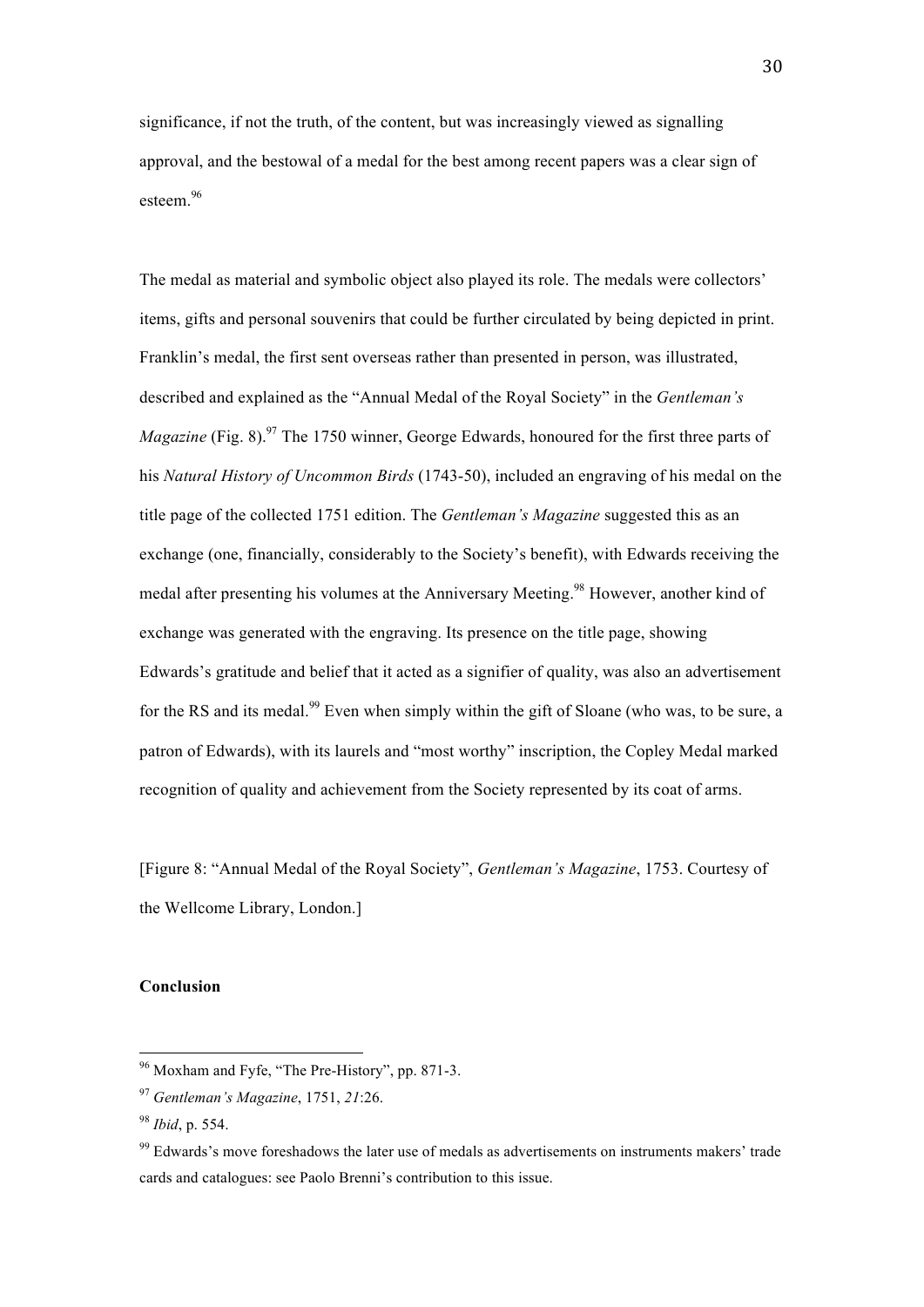significance, if not the truth, of the content, but was increasingly viewed as signalling approval, and the bestowal of a medal for the best among recent papers was a clear sign of esteem.[96]

The medal as material and symbolic object also played its role. The medals were collectors' items, gifts and personal souvenirs that could be further circulated by being depicted in print. Franklin's medal, the first sent overseas rather than presented in person, was illustrated, described and explained as the "Annual Medal of the Royal Society" in the *Gentleman's Magazine* (Fig. 8).[97] The 1750 winner, George Edwards, honoured for the first three parts of his *Natural History of Uncommon Birds* (1743-50), included an engraving of his medal on the title page of the collected 1751 edition. The *Gentleman's Magazine* suggested this as an exchange (one, financially, considerably to the Society's benefit), with Edwards receiving the medal after presenting his volumes at the Anniversary Meeting.[98] However, another kind of exchange was generated with the engraving. Its presence on the title page, showing Edwards's gratitude and belief that it acted as a signifier of quality, was also an advertisement for the RS and its medal.[99] Even when simply within the gift of Sloane (who was, to be sure, a patron of Edwards), with its laurels and "most worthy" inscription, the Copley Medal marked recognition of quality and achievement from the Society represented by its coat of arms.

[Figure 8: "Annual Medal of the Royal Society", *Gentleman's Magazine*, 1753. Courtesy of the Wellcome Library, London.]

**Conclusion**

---

[96] Moxham and Fyfe, "The Pre-History", pp. 871-3.

[97] *Gentleman's Magazine*, 1751, *21*:26.

[98] *Ibid*, p. 554.

[99] Edwards's move foreshadows the later use of medals as advertisements on instruments makers' trade cards and catalogues: see Paolo Brenni's contribution to this issue.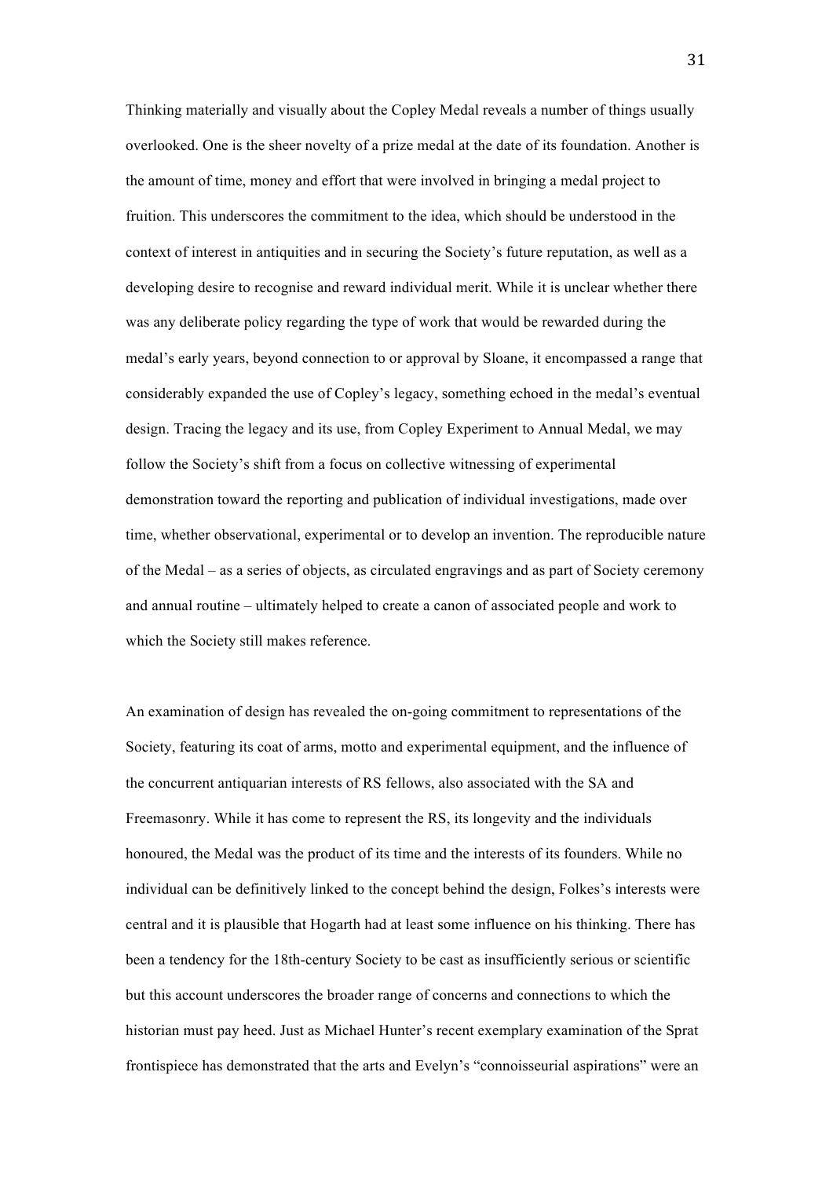Thinking materially and visually about the Copley Medal reveals a number of things usually overlooked. One is the sheer novelty of a prize medal at the date of its foundation. Another is the amount of time, money and effort that were involved in bringing a medal project to fruition. This underscores the commitment to the idea, which should be understood in the context of interest in antiquities and in securing the Society's future reputation, as well as a developing desire to recognise and reward individual merit. While it is unclear whether there was any deliberate policy regarding the type of work that would be rewarded during the medal's early years, beyond connection to or approval by Sloane, it encompassed a range that considerably expanded the use of Copley's legacy, something echoed in the medal's eventual design. Tracing the legacy and its use, from Copley Experiment to Annual Medal, we may follow the Society's shift from a focus on collective witnessing of experimental demonstration toward the reporting and publication of individual investigations, made over time, whether observational, experimental or to develop an invention. The reproducible nature of the Medal – as a series of objects, as circulated engravings and as part of Society ceremony and annual routine – ultimately helped to create a canon of associated people and work to which the Society still makes reference.

An examination of design has revealed the on-going commitment to representations of the Society, featuring its coat of arms, motto and experimental equipment, and the influence of the concurrent antiquarian interests of RS fellows, also associated with the SA and Freemasonry. While it has come to represent the RS, its longevity and the individuals honoured, the Medal was the product of its time and the interests of its founders. While no individual can be definitively linked to the concept behind the design, Folkes's interests were central and it is plausible that Hogarth had at least some influence on his thinking. There has been a tendency for the 18th-century Society to be cast as insufficiently serious or scientific but this account underscores the broader range of concerns and connections to which the historian must pay heed. Just as Michael Hunter's recent exemplary examination of the Sprat frontispiece has demonstrated that the arts and Evelyn's "connoisseurial aspirations" were an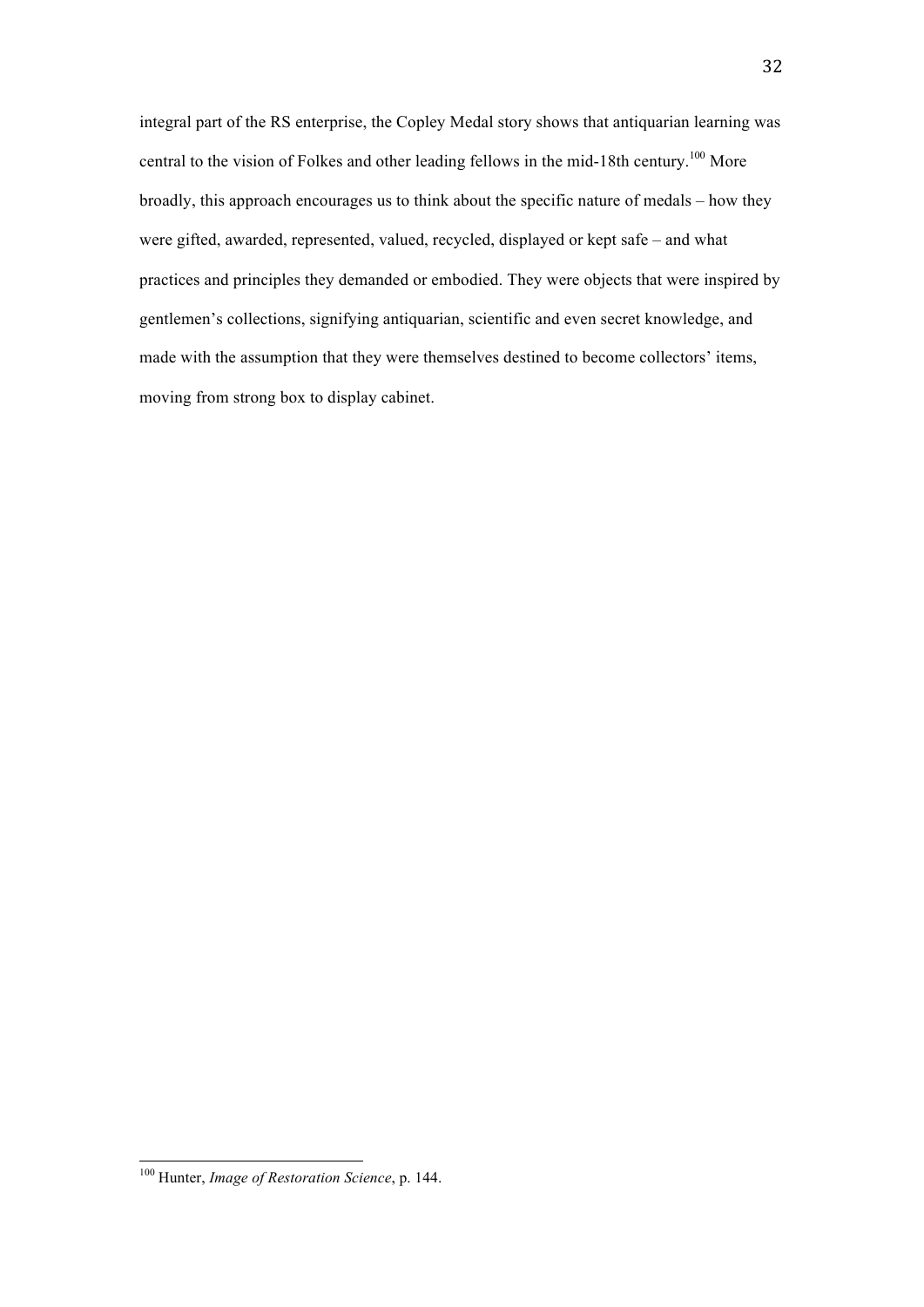integral part of the RS enterprise, the Copley Medal story shows that antiquarian learning was central to the vision of Folkes and other leading fellows in the mid-18th century.[100] More broadly, this approach encourages us to think about the specific nature of medals – how they were gifted, awarded, represented, valued, recycled, displayed or kept safe – and what practices and principles they demanded or embodied. They were objects that were inspired by gentlemen's collections, signifying antiquarian, scientific and even secret knowledge, and made with the assumption that they were themselves destined to become collectors' items, moving from strong box to display cabinet.

---

[100] Hunter, *Image of Restoration Science*, p. 144.